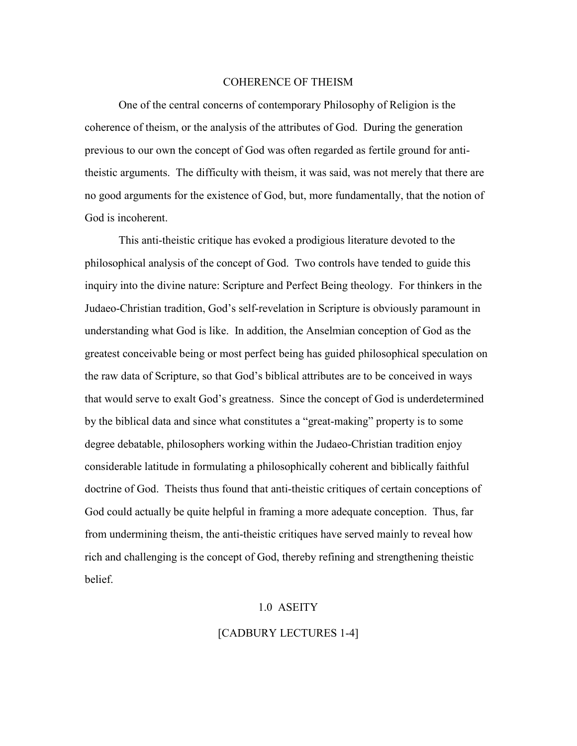# COHERENCE OF THEISM

One of the central concerns of contemporary Philosophy of Religion is the coherence of theism, or the analysis of the attributes of God. During the generation previous to our own the concept of God was often regarded as fertile ground for anti-theistic arguments. The difficulty with theism, it was said, was not merely that there are no good arguments for the existence of God, but, more fundamentally, that the notion of God is incoherent.

This anti-theistic critique has evoked a prodigious literature devoted to the philosophical analysis of the concept of God. Two controls have tended to guide this inquiry into the divine nature: Scripture and Perfect Being theology. For thinkers in the Judaeo-Christian tradition, God's self-revelation in Scripture is obviously paramount in understanding what God is like. In addition, the Anselmian conception of God as the greatest conceivable being or most perfect being has guided philosophical speculation on the raw data of Scripture, so that God's biblical attributes are to be conceived in ways that would serve to exalt God's greatness. Since the concept of God is underdetermined by the biblical data and since what constitutes a "great-making" property is to some degree debatable, philosophers working within the Judaeo-Christian tradition enjoy considerable latitude in formulating a philosophically coherent and biblically faithful doctrine of God. Theists thus found that anti-theistic critiques of certain conceptions of God could actually be quite helpful in framing a more adequate conception. Thus, far from undermining theism, the anti-theistic critiques have served mainly to reveal how rich and challenging is the concept of God, thereby refining and strengthening theistic belief.

## 1.0 ASEITY

[CADBURY LECTURES 1-4]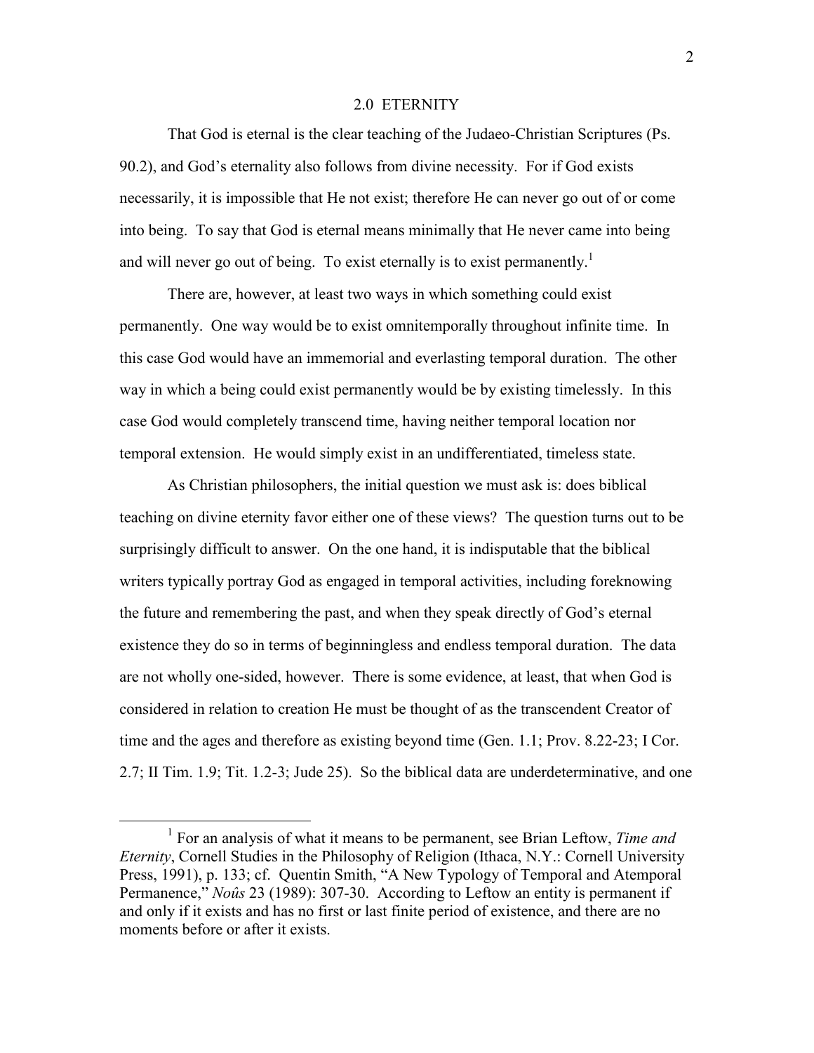## 2.0 ETERNITY

That God is eternal is the clear teaching of the Judaeo-Christian Scriptures (Ps. 90.2), and God's eternality also follows from divine necessity. For if God exists necessarily, it is impossible that He not exist; therefore He can never go out of or come into being. To say that God is eternal means minimally that He never came into being and will never go out of being. To exist eternally is to exist permanently.[1]

There are, however, at least two ways in which something could exist permanently. One way would be to exist omnitemporally throughout infinite time. In this case God would have an immemorial and everlasting temporal duration. The other way in which a being could exist permanently would be by existing timelessly. In this case God would completely transcend time, having neither temporal location nor temporal extension. He would simply exist in an undifferentiated, timeless state.

As Christian philosophers, the initial question we must ask is: does biblical teaching on divine eternity favor either one of these views? The question turns out to be surprisingly difficult to answer. On the one hand, it is indisputable that the biblical writers typically portray God as engaged in temporal activities, including foreknowing the future and remembering the past, and when they speak directly of God's eternal existence they do so in terms of beginningless and endless temporal duration. The data are not wholly one-sided, however. There is some evidence, at least, that when God is considered in relation to creation He must be thought of as the transcendent Creator of time and the ages and therefore as existing beyond time (Gen. 1.1; Prov. 8.22-23; I Cor. 2.7; II Tim. 1.9; Tit. 1.2-3; Jude 25). So the biblical data are underdeterminative, and one

---

[1] For an analysis of what it means to be permanent, see Brian Leftow, *Time and Eternity*, Cornell Studies in the Philosophy of Religion (Ithaca, N.Y.: Cornell University Press, 1991), p. 133; cf. Quentin Smith, "A New Typology of Temporal and Atemporal Permanence," *Noûs* 23 (1989): 307-30. According to Leftow an entity is permanent if and only if it exists and has no first or last finite period of existence, and there are no moments before or after it exists.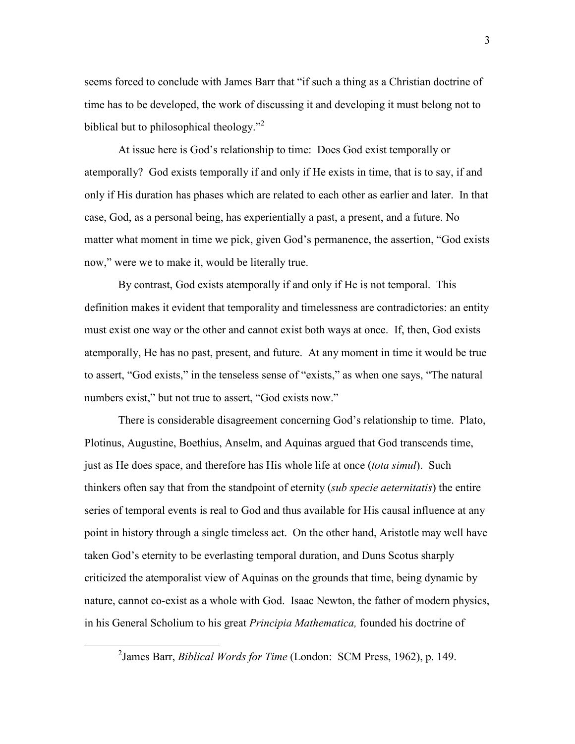seems forced to conclude with James Barr that "if such a thing as a Christian doctrine of time has to be developed, the work of discussing it and developing it must belong not to biblical but to philosophical theology."[2]

At issue here is God's relationship to time: Does God exist temporally or atemporally? God exists temporally if and only if He exists in time, that is to say, if and only if His duration has phases which are related to each other as earlier and later. In that case, God, as a personal being, has experientially a past, a present, and a future. No matter what moment in time we pick, given God's permanence, the assertion, "God exists now," were we to make it, would be literally true.

By contrast, God exists atemporally if and only if He is not temporal. This definition makes it evident that temporality and timelessness are contradictories: an entity must exist one way or the other and cannot exist both ways at once. If, then, God exists atemporally, He has no past, present, and future. At any moment in time it would be true to assert, "God exists," in the tenseless sense of "exists," as when one says, "The natural numbers exist," but not true to assert, "God exists now."

There is considerable disagreement concerning God's relationship to time. Plato, Plotinus, Augustine, Boethius, Anselm, and Aquinas argued that God transcends time, just as He does space, and therefore has His whole life at once (*tota simul*). Such thinkers often say that from the standpoint of eternity (*sub specie aeternitatis*) the entire series of temporal events is real to God and thus available for His causal influence at any point in history through a single timeless act. On the other hand, Aristotle may well have taken God's eternity to be everlasting temporal duration, and Duns Scotus sharply criticized the atemporalist view of Aquinas on the grounds that time, being dynamic by nature, cannot co-exist as a whole with God. Isaac Newton, the father of modern physics, in his General Scholium to his great *Principia Mathematica,* founded his doctrine of

[2] James Barr, *Biblical Words for Time* (London: SCM Press, 1962), p. 149.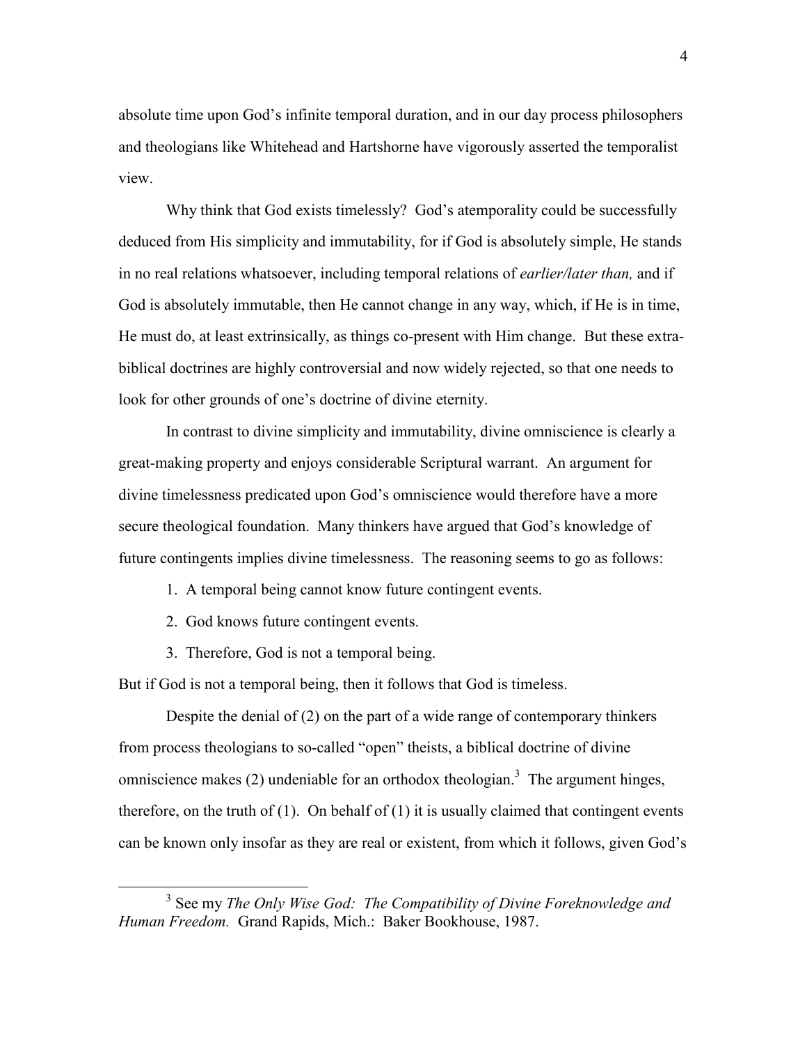absolute time upon God's infinite temporal duration, and in our day process philosophers and theologians like Whitehead and Hartshorne have vigorously asserted the temporalist view.

Why think that God exists timelessly? God's atemporality could be successfully deduced from His simplicity and immutability, for if God is absolutely simple, He stands in no real relations whatsoever, including temporal relations of *earlier/later than,* and if God is absolutely immutable, then He cannot change in any way, which, if He is in time, He must do, at least extrinsically, as things co-present with Him change. But these extra-biblical doctrines are highly controversial and now widely rejected, so that one needs to look for other grounds of one's doctrine of divine eternity.

In contrast to divine simplicity and immutability, divine omniscience is clearly a great-making property and enjoys considerable Scriptural warrant. An argument for divine timelessness predicated upon God's omniscience would therefore have a more secure theological foundation. Many thinkers have argued that God's knowledge of future contingents implies divine timelessness. The reasoning seems to go as follows:

1. A temporal being cannot know future contingent events.
2. God knows future contingent events.
3. Therefore, God is not a temporal being.

But if God is not a temporal being, then it follows that God is timeless.

Despite the denial of (2) on the part of a wide range of contemporary thinkers from process theologians to so-called "open" theists, a biblical doctrine of divine omniscience makes (2) undeniable for an orthodox theologian.[3] The argument hinges, therefore, on the truth of (1). On behalf of (1) it is usually claimed that contingent events can be known only insofar as they are real or existent, from which it follows, given God's

[3] See my *The Only Wise God: The Compatibility of Divine Foreknowledge and Human Freedom.* Grand Rapids, Mich.: Baker Bookhouse, 1987.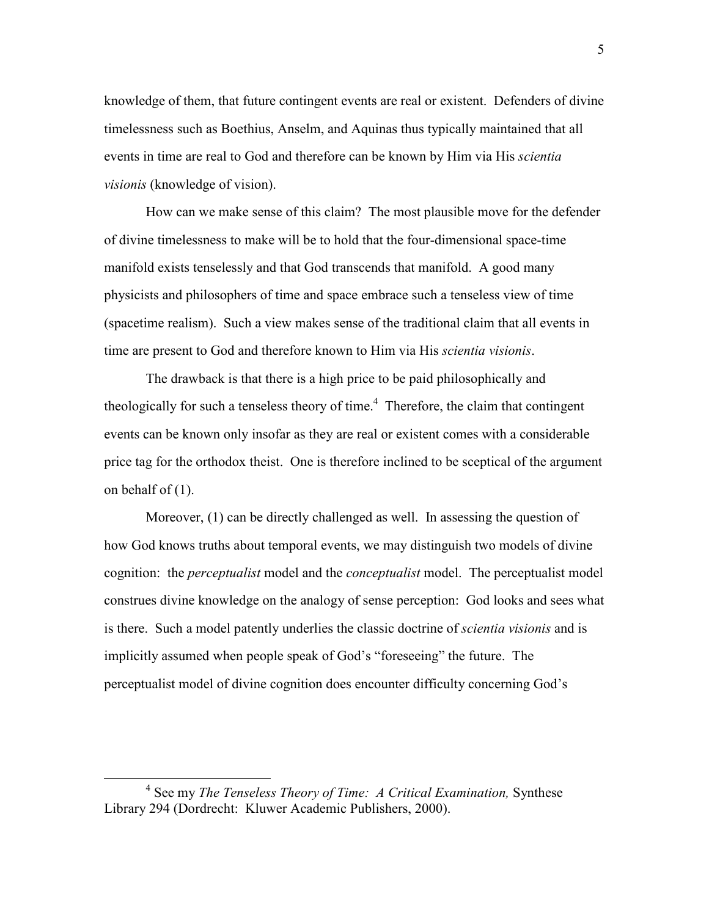knowledge of them, that future contingent events are real or existent. Defenders of divine timelessness such as Boethius, Anselm, and Aquinas thus typically maintained that all events in time are real to God and therefore can be known by Him via His *scientia visionis* (knowledge of vision).

How can we make sense of this claim? The most plausible move for the defender of divine timelessness to make will be to hold that the four-dimensional space-time manifold exists tenselessly and that God transcends that manifold. A good many physicists and philosophers of time and space embrace such a tenseless view of time (spacetime realism). Such a view makes sense of the traditional claim that all events in time are present to God and therefore known to Him via His *scientia visionis*.

The drawback is that there is a high price to be paid philosophically and theologically for such a tenseless theory of time.[4] Therefore, the claim that contingent events can be known only insofar as they are real or existent comes with a considerable price tag for the orthodox theist. One is therefore inclined to be sceptical of the argument on behalf of (1).

Moreover, (1) can be directly challenged as well. In assessing the question of how God knows truths about temporal events, we may distinguish two models of divine cognition: the *perceptualist* model and the *conceptualist* model. The perceptualist model construes divine knowledge on the analogy of sense perception: God looks and sees what is there. Such a model patently underlies the classic doctrine of *scientia visionis* and is implicitly assumed when people speak of God's "foreseeing" the future. The perceptualist model of divine cognition does encounter difficulty concerning God's

---

[4] See my *The Tenseless Theory of Time: A Critical Examination,* Synthese Library 294 (Dordrecht: Kluwer Academic Publishers, 2000).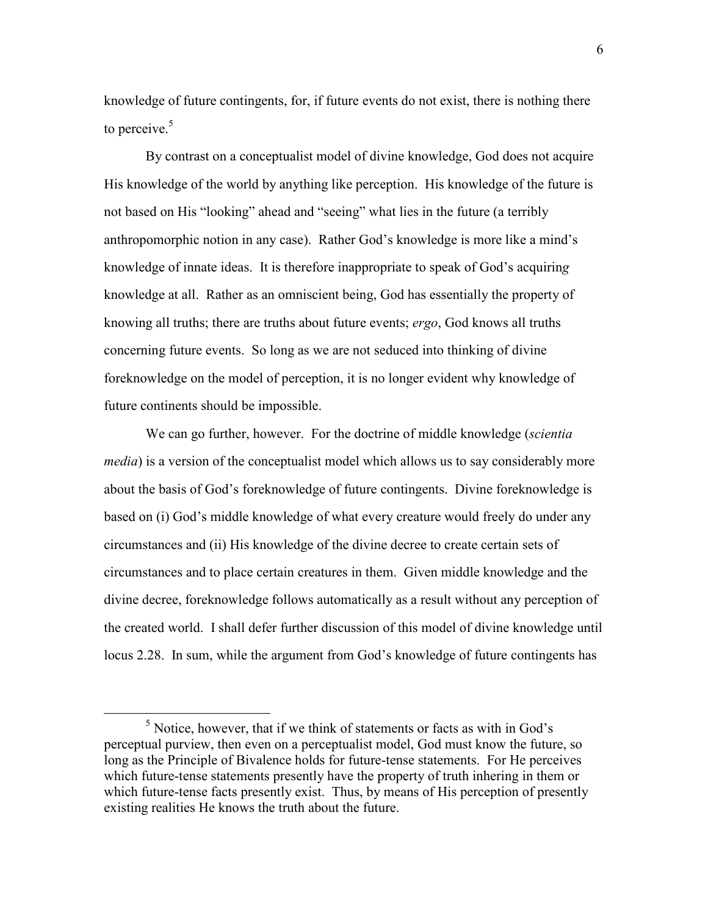knowledge of future contingents, for, if future events do not exist, there is nothing there to perceive.[5]

By contrast on a conceptualist model of divine knowledge, God does not acquire His knowledge of the world by anything like perception. His knowledge of the future is not based on His "looking" ahead and "seeing" what lies in the future (a terribly anthropomorphic notion in any case). Rather God's knowledge is more like a mind's knowledge of innate ideas. It is therefore inappropriate to speak of God's acquirin*g* knowledge at all. Rather as an omniscient being, God has essentially the property of knowing all truths; there are truths about future events; *ergo*, God knows all truths concerning future events. So long as we are not seduced into thinking of divine foreknowledge on the model of perception, it is no longer evident why knowledge of future continents should be impossible.

We can go further, however. For the doctrine of middle knowledge (*scientia media*) is a version of the conceptualist model which allows us to say considerably more about the basis of God's foreknowledge of future contingents. Divine foreknowledge is based on (i) God's middle knowledge of what every creature would freely do under any circumstances and (ii) His knowledge of the divine decree to create certain sets of circumstances and to place certain creatures in them. Given middle knowledge and the divine decree, foreknowledge follows automatically as a result without any perception of the created world. I shall defer further discussion of this model of divine knowledge until locus 2.28. In sum, while the argument from God's knowledge of future contingents has

---

[5] Notice, however, that if we think of statements or facts as with in God's perceptual purview, then even on a perceptualist model, God must know the future, so long as the Principle of Bivalence holds for future-tense statements. For He perceives which future-tense statements presently have the property of truth inhering in them or which future-tense facts presently exist. Thus, by means of His perception of presently existing realities He knows the truth about the future.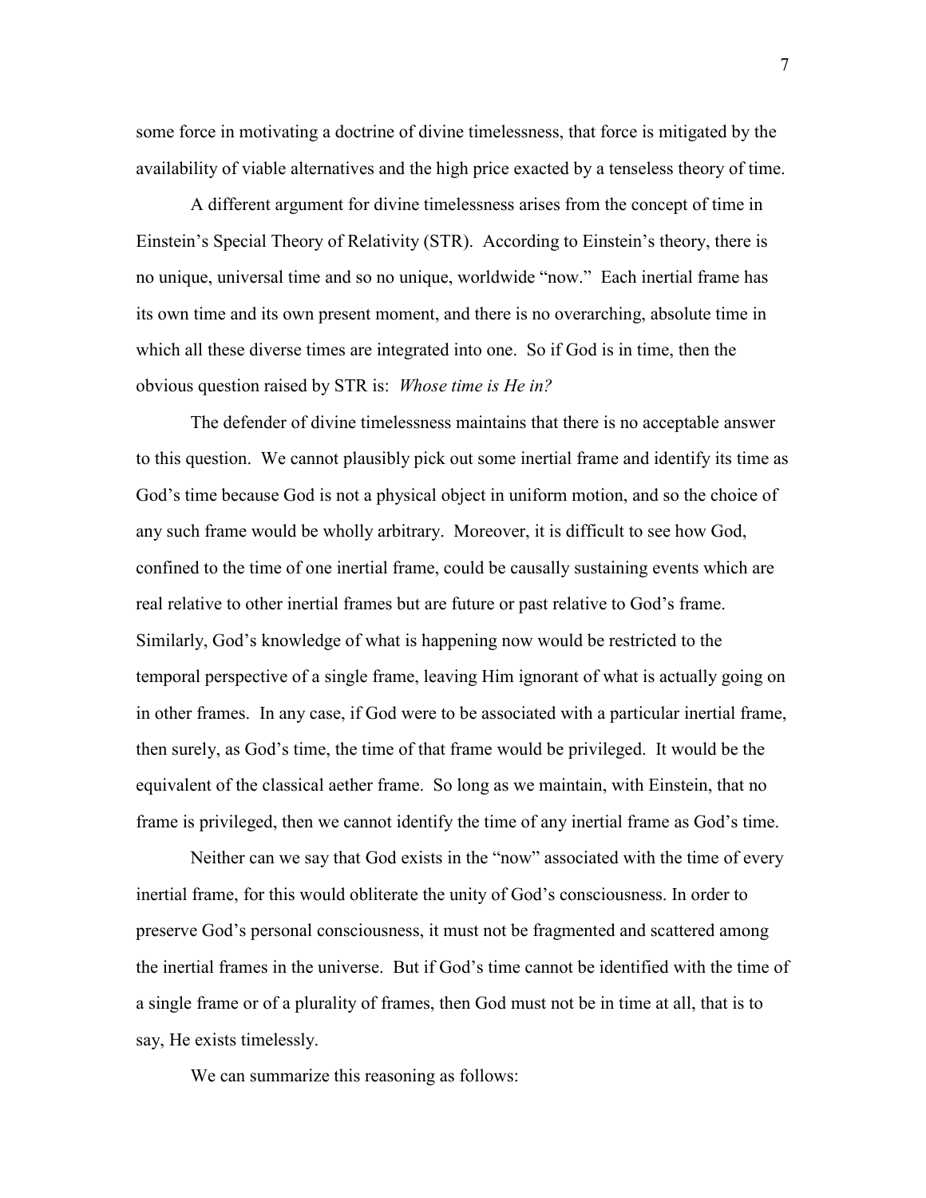some force in motivating a doctrine of divine timelessness, that force is mitigated by the availability of viable alternatives and the high price exacted by a tenseless theory of time.

A different argument for divine timelessness arises from the concept of time in Einstein's Special Theory of Relativity (STR). According to Einstein's theory, there is no unique, universal time and so no unique, worldwide "now." Each inertial frame has its own time and its own present moment, and there is no overarching, absolute time in which all these diverse times are integrated into one. So if God is in time, then the obvious question raised by STR is: *Whose time is He in?*

The defender of divine timelessness maintains that there is no acceptable answer to this question. We cannot plausibly pick out some inertial frame and identify its time as God's time because God is not a physical object in uniform motion, and so the choice of any such frame would be wholly arbitrary. Moreover, it is difficult to see how God, confined to the time of one inertial frame, could be causally sustaining events which are real relative to other inertial frames but are future or past relative to God's frame. Similarly, God's knowledge of what is happening now would be restricted to the temporal perspective of a single frame, leaving Him ignorant of what is actually going on in other frames. In any case, if God were to be associated with a particular inertial frame, then surely, as God's time, the time of that frame would be privileged. It would be the equivalent of the classical aether frame. So long as we maintain, with Einstein, that no frame is privileged, then we cannot identify the time of any inertial frame as God's time.

Neither can we say that God exists in the "now" associated with the time of every inertial frame, for this would obliterate the unity of God's consciousness. In order to preserve God's personal consciousness, it must not be fragmented and scattered among the inertial frames in the universe. But if God's time cannot be identified with the time of a single frame or of a plurality of frames, then God must not be in time at all, that is to say, He exists timelessly.

We can summarize this reasoning as follows: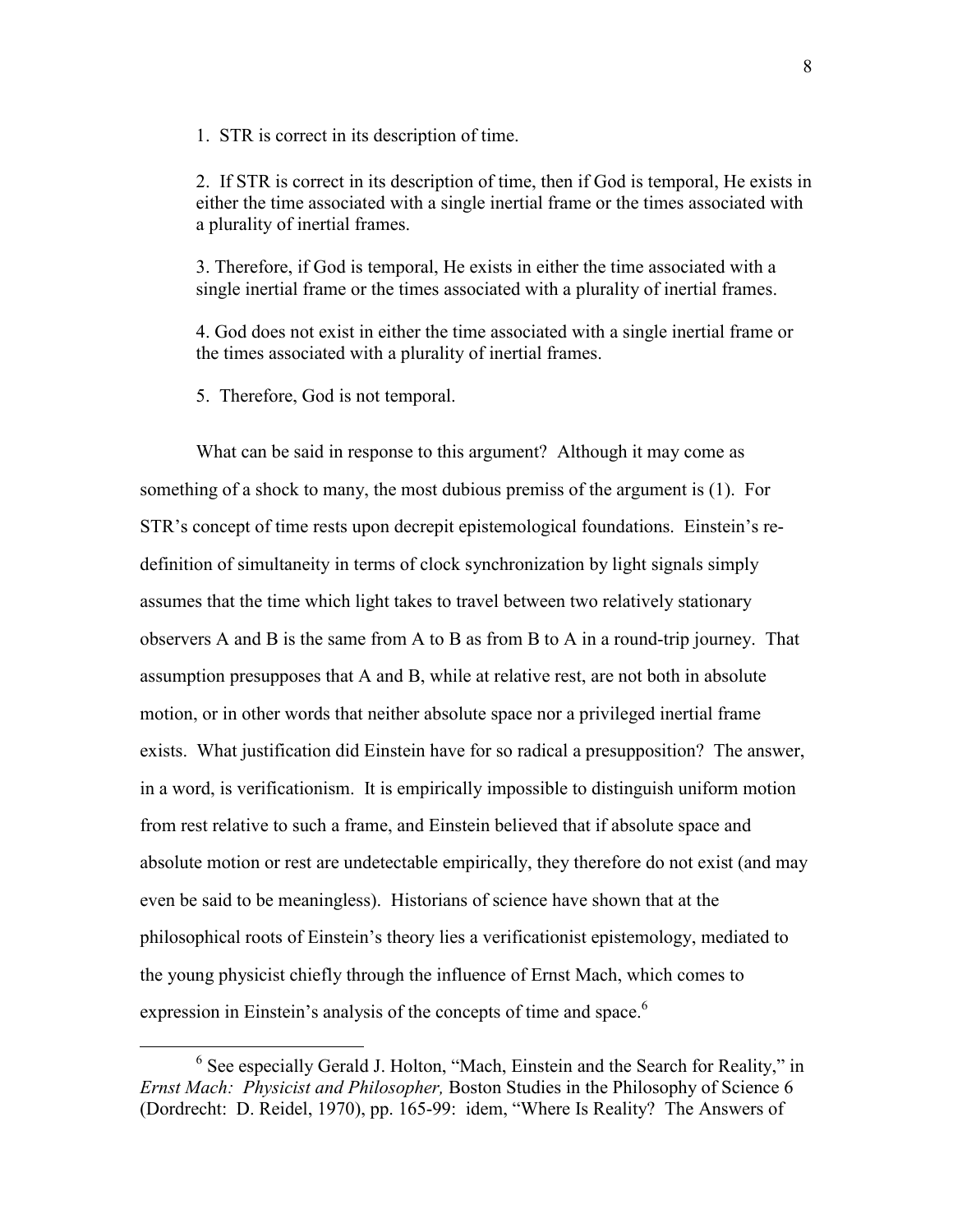1. STR is correct in its description of time.

2. If STR is correct in its description of time, then if God is temporal, He exists in either the time associated with a single inertial frame or the times associated with a plurality of inertial frames.

3. Therefore, if God is temporal, He exists in either the time associated with a single inertial frame or the times associated with a plurality of inertial frames.

4. God does not exist in either the time associated with a single inertial frame or the times associated with a plurality of inertial frames.

5. Therefore, God is not temporal.

What can be said in response to this argument? Although it may come as something of a shock to many, the most dubious premiss of the argument is (1). For STR's concept of time rests upon decrepit epistemological foundations. Einstein's re-definition of simultaneity in terms of clock synchronization by light signals simply assumes that the time which light takes to travel between two relatively stationary observers A and B is the same from A to B as from B to A in a round-trip journey. That assumption presupposes that A and B, while at relative rest, are not both in absolute motion, or in other words that neither absolute space nor a privileged inertial frame exists. What justification did Einstein have for so radical a presupposition? The answer, in a word, is verificationism. It is empirically impossible to distinguish uniform motion from rest relative to such a frame, and Einstein believed that if absolute space and absolute motion or rest are undetectable empirically, they therefore do not exist (and may even be said to be meaningless). Historians of science have shown that at the philosophical roots of Einstein's theory lies a verificationist epistemology, mediated to the young physicist chiefly through the influence of Ernst Mach, which comes to expression in Einstein's analysis of the concepts of time and space.[6]

---

[6] See especially Gerald J. Holton, "Mach, Einstein and the Search for Reality," in *Ernst Mach: Physicist and Philosopher,* Boston Studies in the Philosophy of Science 6 (Dordrecht: D. Reidel, 1970), pp. 165-99: idem, "Where Is Reality? The Answers of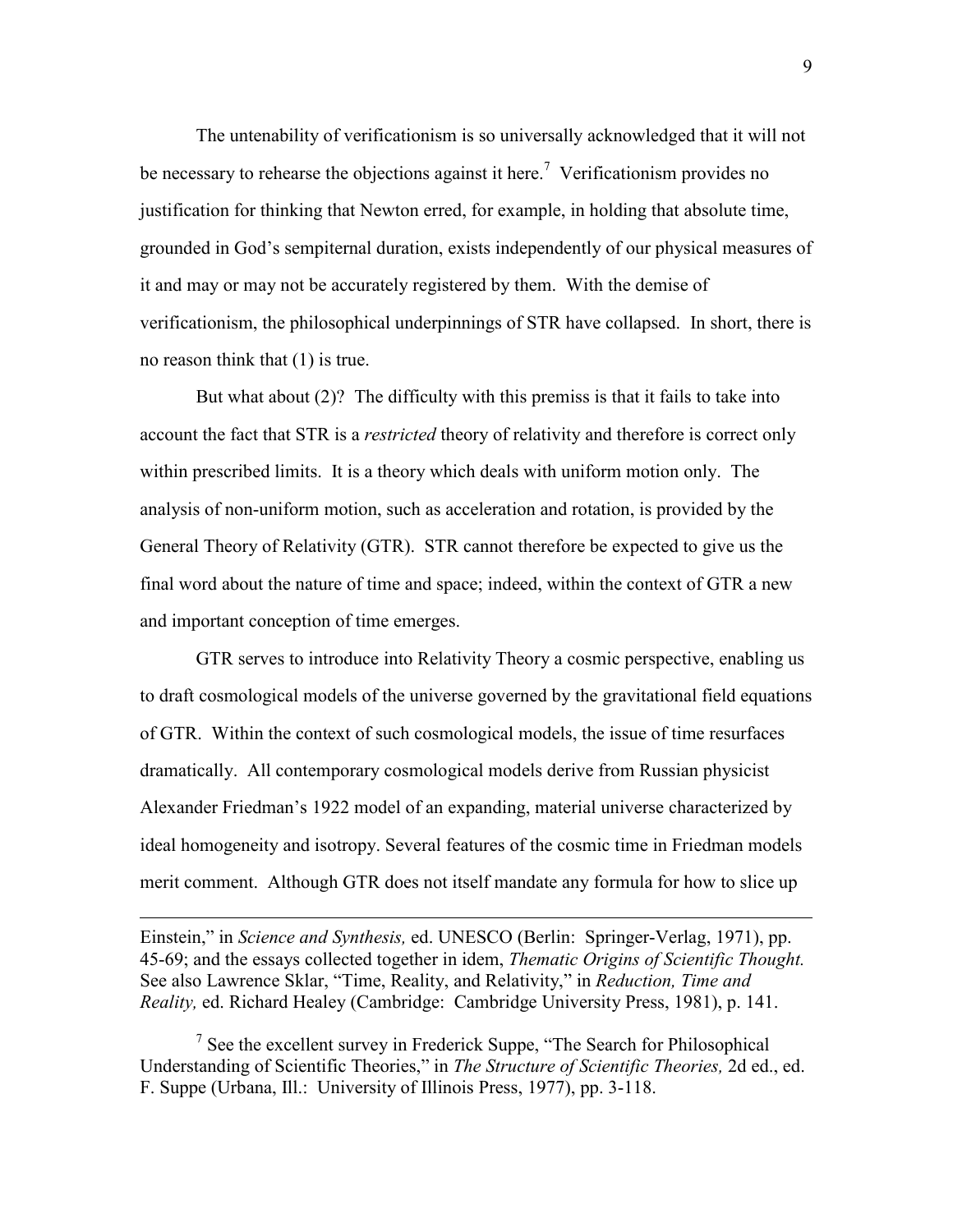The untenability of verificationism is so universally acknowledged that it will not be necessary to rehearse the objections against it here.[7] Verificationism provides no justification for thinking that Newton erred, for example, in holding that absolute time, grounded in God's sempiternal duration, exists independently of our physical measures of it and may or may not be accurately registered by them. With the demise of verificationism, the philosophical underpinnings of STR have collapsed. In short, there is no reason think that (1) is true.

But what about (2)? The difficulty with this premiss is that it fails to take into account the fact that STR is a *restricted* theory of relativity and therefore is correct only within prescribed limits. It is a theory which deals with uniform motion only. The analysis of non-uniform motion, such as acceleration and rotation, is provided by the General Theory of Relativity (GTR). STR cannot therefore be expected to give us the final word about the nature of time and space; indeed, within the context of GTR a new and important conception of time emerges.

GTR serves to introduce into Relativity Theory a cosmic perspective, enabling us to draft cosmological models of the universe governed by the gravitational field equations of GTR. Within the context of such cosmological models, the issue of time resurfaces dramatically. All contemporary cosmological models derive from Russian physicist Alexander Friedman's 1922 model of an expanding, material universe characterized by ideal homogeneity and isotropy. Several features of the cosmic time in Friedman models merit comment. Although GTR does not itself mandate any formula for how to slice up

---

Einstein," in *Science and Synthesis,* ed. UNESCO (Berlin: Springer-Verlag, 1971), pp. 45-69; and the essays collected together in idem, *Thematic Origins of Scientific Thought.* See also Lawrence Sklar, "Time, Reality, and Relativity," in *Reduction, Time and Reality,* ed. Richard Healey (Cambridge: Cambridge University Press, 1981), p. 141.

[7] See the excellent survey in Frederick Suppe, "The Search for Philosophical Understanding of Scientific Theories," in *The Structure of Scientific Theories,* 2d ed., ed. F. Suppe (Urbana, Ill.: University of Illinois Press, 1977), pp. 3-118.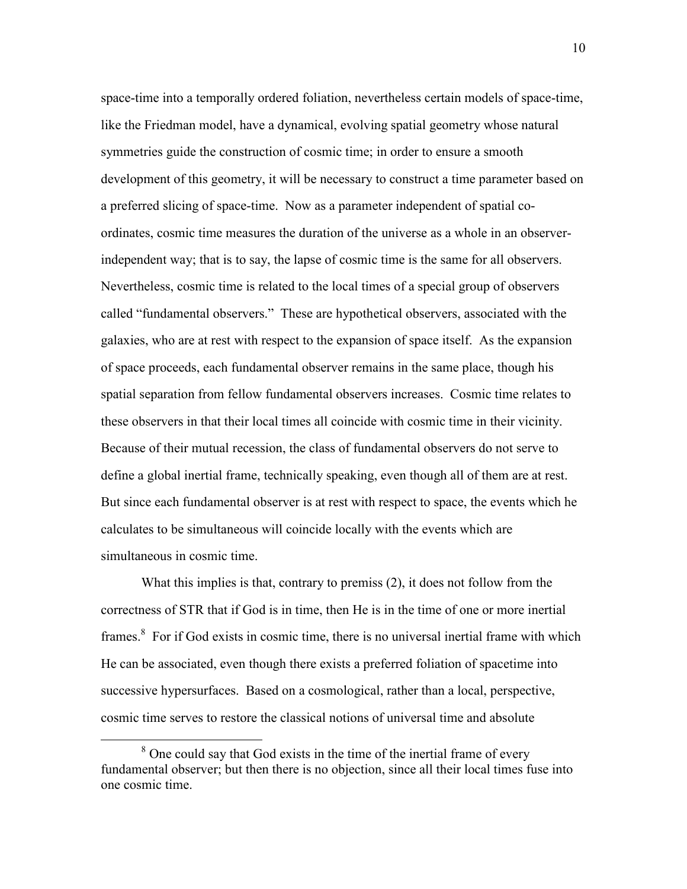space-time into a temporally ordered foliation, nevertheless certain models of space-time, like the Friedman model, have a dynamical, evolving spatial geometry whose natural symmetries guide the construction of cosmic time; in order to ensure a smooth development of this geometry, it will be necessary to construct a time parameter based on a preferred slicing of space-time. Now as a parameter independent of spatial co-ordinates, cosmic time measures the duration of the universe as a whole in an observer-independent way; that is to say, the lapse of cosmic time is the same for all observers. Nevertheless, cosmic time is related to the local times of a special group of observers called "fundamental observers." These are hypothetical observers, associated with the galaxies, who are at rest with respect to the expansion of space itself. As the expansion of space proceeds, each fundamental observer remains in the same place, though his spatial separation from fellow fundamental observers increases. Cosmic time relates to these observers in that their local times all coincide with cosmic time in their vicinity. Because of their mutual recession, the class of fundamental observers do not serve to define a global inertial frame, technically speaking, even though all of them are at rest. But since each fundamental observer is at rest with respect to space, the events which he calculates to be simultaneous will coincide locally with the events which are simultaneous in cosmic time.

What this implies is that, contrary to premiss (2), it does not follow from the correctness of STR that if God is in time, then He is in the time of one or more inertial frames.[8] For if God exists in cosmic time, there is no universal inertial frame with which He can be associated, even though there exists a preferred foliation of spacetime into successive hypersurfaces. Based on a cosmological, rather than a local, perspective, cosmic time serves to restore the classical notions of universal time and absolute

[8] One could say that God exists in the time of the inertial frame of every fundamental observer; but then there is no objection, since all their local times fuse into one cosmic time.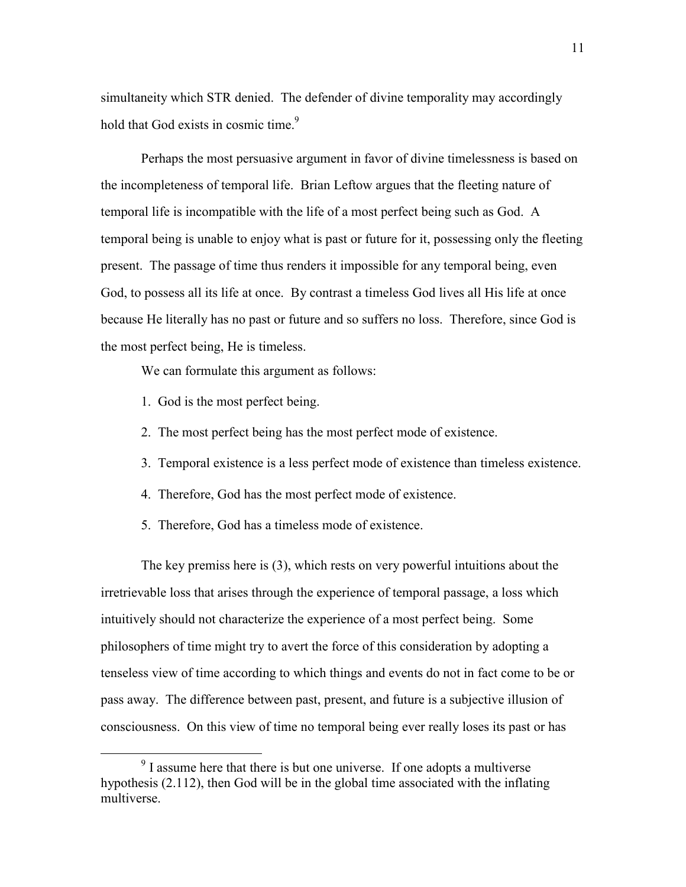simultaneity which STR denied. The defender of divine temporality may accordingly hold that God exists in cosmic time.[9]

Perhaps the most persuasive argument in favor of divine timelessness is based on the incompleteness of temporal life. Brian Leftow argues that the fleeting nature of temporal life is incompatible with the life of a most perfect being such as God. A temporal being is unable to enjoy what is past or future for it, possessing only the fleeting present. The passage of time thus renders it impossible for any temporal being, even God, to possess all its life at once. By contrast a timeless God lives all His life at once because He literally has no past or future and so suffers no loss. Therefore, since God is the most perfect being, He is timeless.

We can formulate this argument as follows:

1. God is the most perfect being.
2. The most perfect being has the most perfect mode of existence.
3. Temporal existence is a less perfect mode of existence than timeless existence.
4. Therefore, God has the most perfect mode of existence.
5. Therefore, God has a timeless mode of existence.

The key premiss here is (3), which rests on very powerful intuitions about the irretrievable loss that arises through the experience of temporal passage, a loss which intuitively should not characterize the experience of a most perfect being. Some philosophers of time might try to avert the force of this consideration by adopting a tenseless view of time according to which things and events do not in fact come to be or pass away. The difference between past, present, and future is a subjective illusion of consciousness. On this view of time no temporal being ever really loses its past or has

[9] I assume here that there is but one universe. If one adopts a multiverse hypothesis (2.112), then God will be in the global time associated with the inflating multiverse.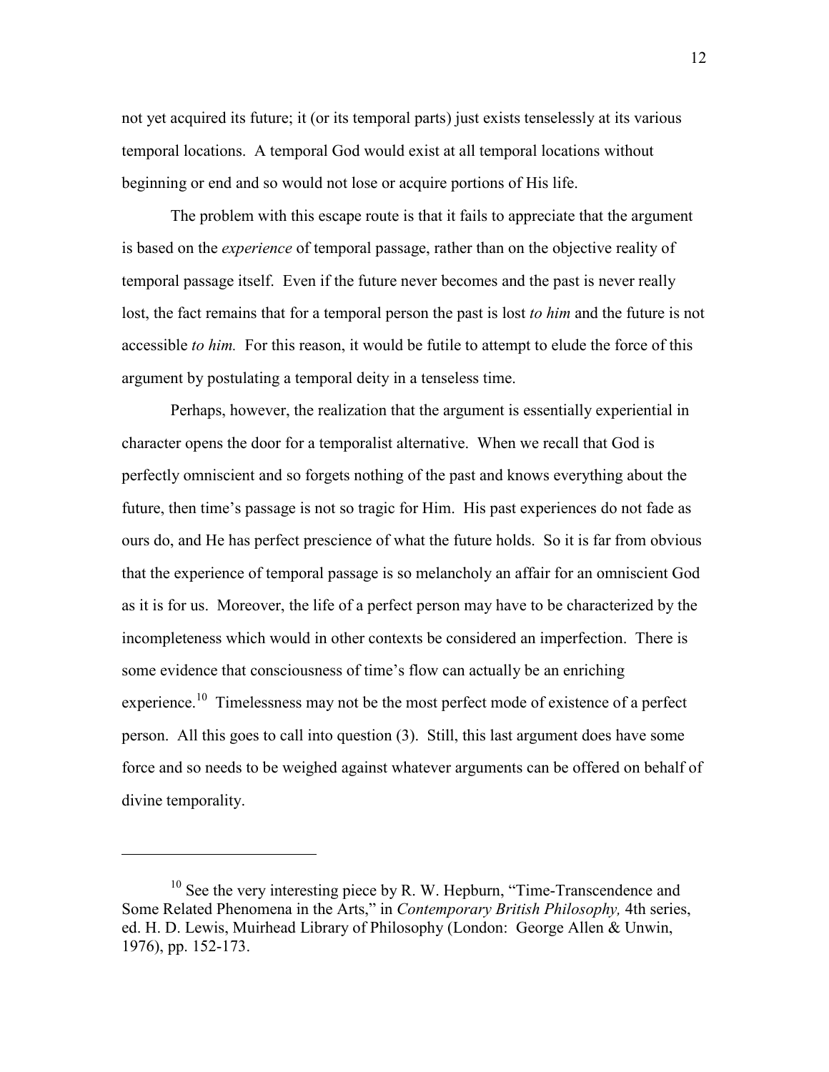not yet acquired its future; it (or its temporal parts) just exists tenselessly at its various temporal locations. A temporal God would exist at all temporal locations without beginning or end and so would not lose or acquire portions of His life.

The problem with this escape route is that it fails to appreciate that the argument is based on the *experience* of temporal passage, rather than on the objective reality of temporal passage itself. Even if the future never becomes and the past is never really lost, the fact remains that for a temporal person the past is lost *to him* and the future is not accessible *to him.* For this reason, it would be futile to attempt to elude the force of this argument by postulating a temporal deity in a tenseless time.

Perhaps, however, the realization that the argument is essentially experiential in character opens the door for a temporalist alternative. When we recall that God is perfectly omniscient and so forgets nothing of the past and knows everything about the future, then time's passage is not so tragic for Him. His past experiences do not fade as ours do, and He has perfect prescience of what the future holds. So it is far from obvious that the experience of temporal passage is so melancholy an affair for an omniscient God as it is for us. Moreover, the life of a perfect person may have to be characterized by the incompleteness which would in other contexts be considered an imperfection. There is some evidence that consciousness of time's flow can actually be an enriching experience.[10] Timelessness may not be the most perfect mode of existence of a perfect person. All this goes to call into question (3). Still, this last argument does have some force and so needs to be weighed against whatever arguments can be offered on behalf of divine temporality.

---

[10] See the very interesting piece by R. W. Hepburn, "Time-Transcendence and Some Related Phenomena in the Arts," in *Contemporary British Philosophy,* 4th series, ed. H. D. Lewis, Muirhead Library of Philosophy (London: George Allen & Unwin, 1976), pp. 152-173.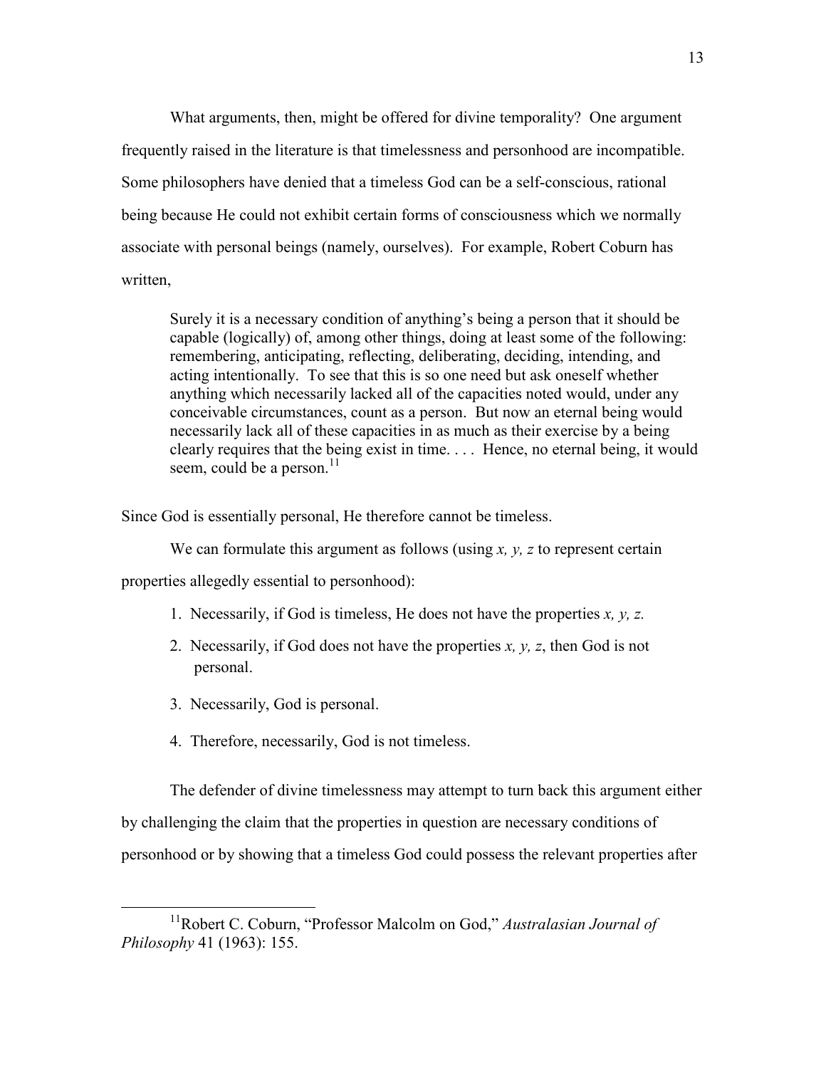What arguments, then, might be offered for divine temporality? One argument frequently raised in the literature is that timelessness and personhood are incompatible. Some philosophers have denied that a timeless God can be a self-conscious, rational being because He could not exhibit certain forms of consciousness which we normally associate with personal beings (namely, ourselves). For example, Robert Coburn has written,

> Surely it is a necessary condition of anything's being a person that it should be capable (logically) of, among other things, doing at least some of the following: remembering, anticipating, reflecting, deliberating, deciding, intending, and acting intentionally. To see that this is so one need but ask oneself whether anything which necessarily lacked all of the capacities noted would, under any conceivable circumstances, count as a person. But now an eternal being would necessarily lack all of these capacities in as much as their exercise by a being clearly requires that the being exist in time. . . . Hence, no eternal being, it would seem, could be a person.[11]

Since God is essentially personal, He therefore cannot be timeless.

We can formulate this argument as follows (using *x, y, z* to represent certain properties allegedly essential to personhood):

1. Necessarily, if God is timeless, He does not have the properties *x, y, z.*
2. Necessarily, if God does not have the properties *x, y, z*, then God is not personal.
3. Necessarily, God is personal.
4. Therefore, necessarily, God is not timeless.

The defender of divine timelessness may attempt to turn back this argument either by challenging the claim that the properties in question are necessary conditions of personhood or by showing that a timeless God could possess the relevant properties after

[11] Robert C. Coburn, "Professor Malcolm on God," *Australasian Journal of Philosophy* 41 (1963): 155.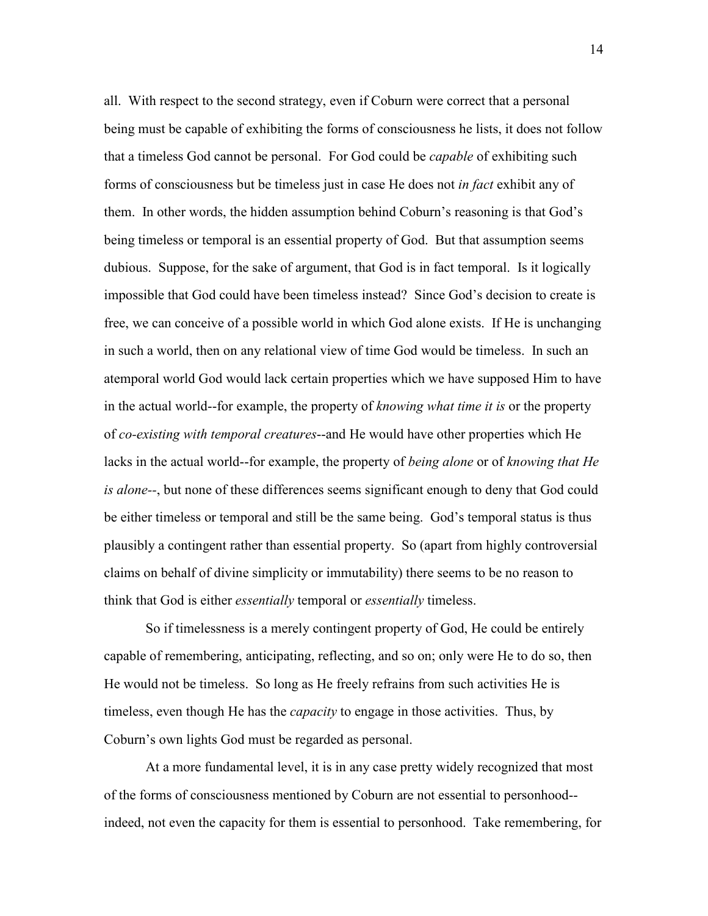all. With respect to the second strategy, even if Coburn were correct that a personal being must be capable of exhibiting the forms of consciousness he lists, it does not follow that a timeless God cannot be personal. For God could be *capable* of exhibiting such forms of consciousness but be timeless just in case He does not *in fact* exhibit any of them. In other words, the hidden assumption behind Coburn's reasoning is that God's being timeless or temporal is an essential property of God. But that assumption seems dubious. Suppose, for the sake of argument, that God is in fact temporal. Is it logically impossible that God could have been timeless instead? Since God's decision to create is free, we can conceive of a possible world in which God alone exists. If He is unchanging in such a world, then on any relational view of time God would be timeless. In such an atemporal world God would lack certain properties which we have supposed Him to have in the actual world--for example, the property of *knowing what time it is* or the property of *co-existing with temporal creatures*--and He would have other properties which He lacks in the actual world--for example, the property of *being alone* or of *knowing that He is alone*--, but none of these differences seems significant enough to deny that God could be either timeless or temporal and still be the same being. God's temporal status is thus plausibly a contingent rather than essential property. So (apart from highly controversial claims on behalf of divine simplicity or immutability) there seems to be no reason to think that God is either *essentially* temporal or *essentially* timeless.

So if timelessness is a merely contingent property of God, He could be entirely capable of remembering, anticipating, reflecting, and so on; only were He to do so, then He would not be timeless. So long as He freely refrains from such activities He is timeless, even though He has the *capacity* to engage in those activities. Thus, by Coburn's own lights God must be regarded as personal.

At a more fundamental level, it is in any case pretty widely recognized that most of the forms of consciousness mentioned by Coburn are not essential to personhood--indeed, not even the capacity for them is essential to personhood. Take remembering, for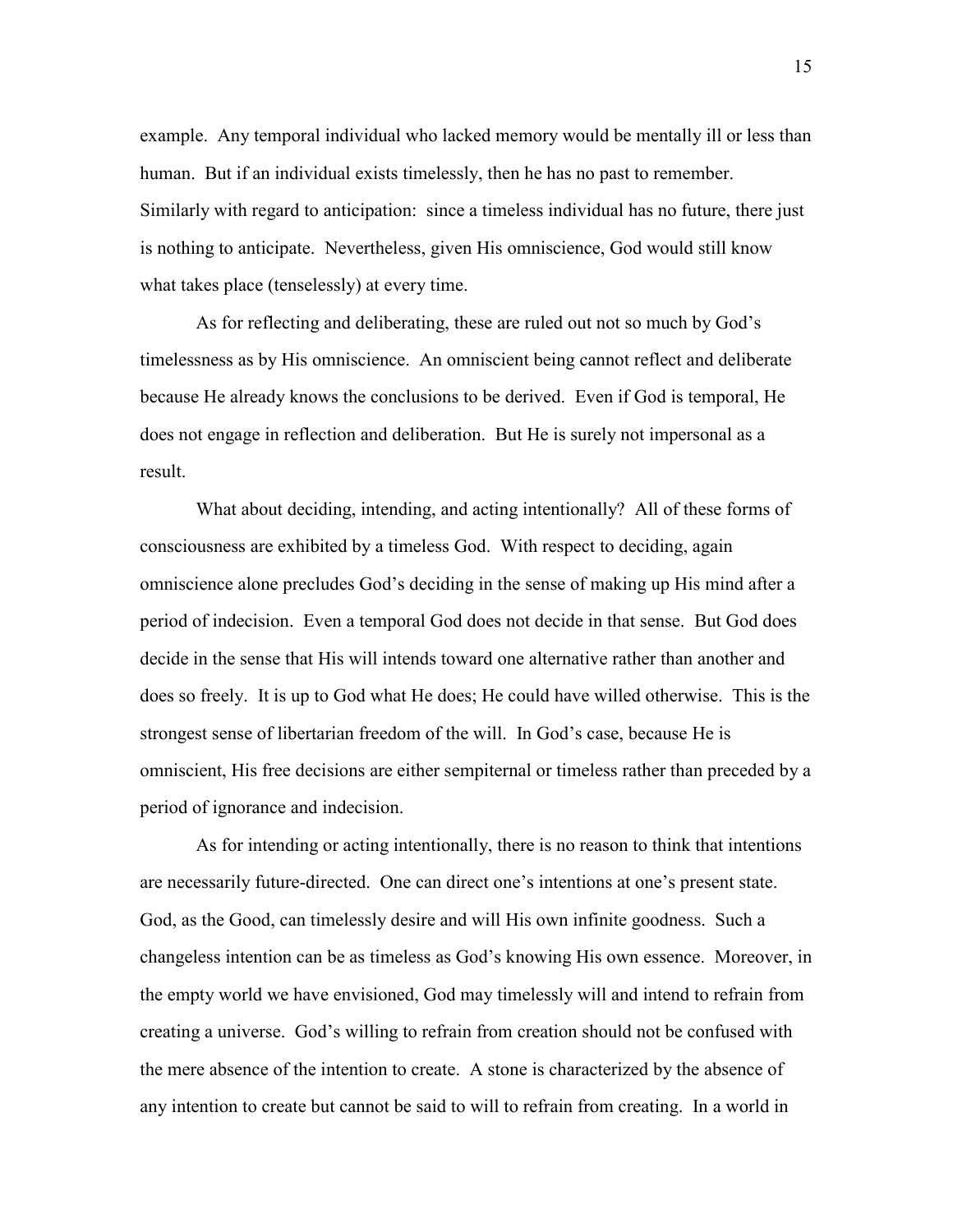example. Any temporal individual who lacked memory would be mentally ill or less than human. But if an individual exists timelessly, then he has no past to remember. Similarly with regard to anticipation: since a timeless individual has no future, there just is nothing to anticipate. Nevertheless, given His omniscience, God would still know what takes place (tenselessly) at every time.

As for reflecting and deliberating, these are ruled out not so much by God's timelessness as by His omniscience. An omniscient being cannot reflect and deliberate because He already knows the conclusions to be derived. Even if God is temporal, He does not engage in reflection and deliberation. But He is surely not impersonal as a result.

What about deciding, intending, and acting intentionally? All of these forms of consciousness are exhibited by a timeless God. With respect to deciding, again omniscience alone precludes God's deciding in the sense of making up His mind after a period of indecision. Even a temporal God does not decide in that sense. But God does decide in the sense that His will intends toward one alternative rather than another and does so freely. It is up to God what He does; He could have willed otherwise. This is the strongest sense of libertarian freedom of the will. In God's case, because He is omniscient, His free decisions are either sempiternal or timeless rather than preceded by a period of ignorance and indecision.

As for intending or acting intentionally, there is no reason to think that intentions are necessarily future-directed. One can direct one's intentions at one's present state. God, as the Good, can timelessly desire and will His own infinite goodness. Such a changeless intention can be as timeless as God's knowing His own essence. Moreover, in the empty world we have envisioned, God may timelessly will and intend to refrain from creating a universe. God's willing to refrain from creation should not be confused with the mere absence of the intention to create. A stone is characterized by the absence of any intention to create but cannot be said to will to refrain from creating. In a world in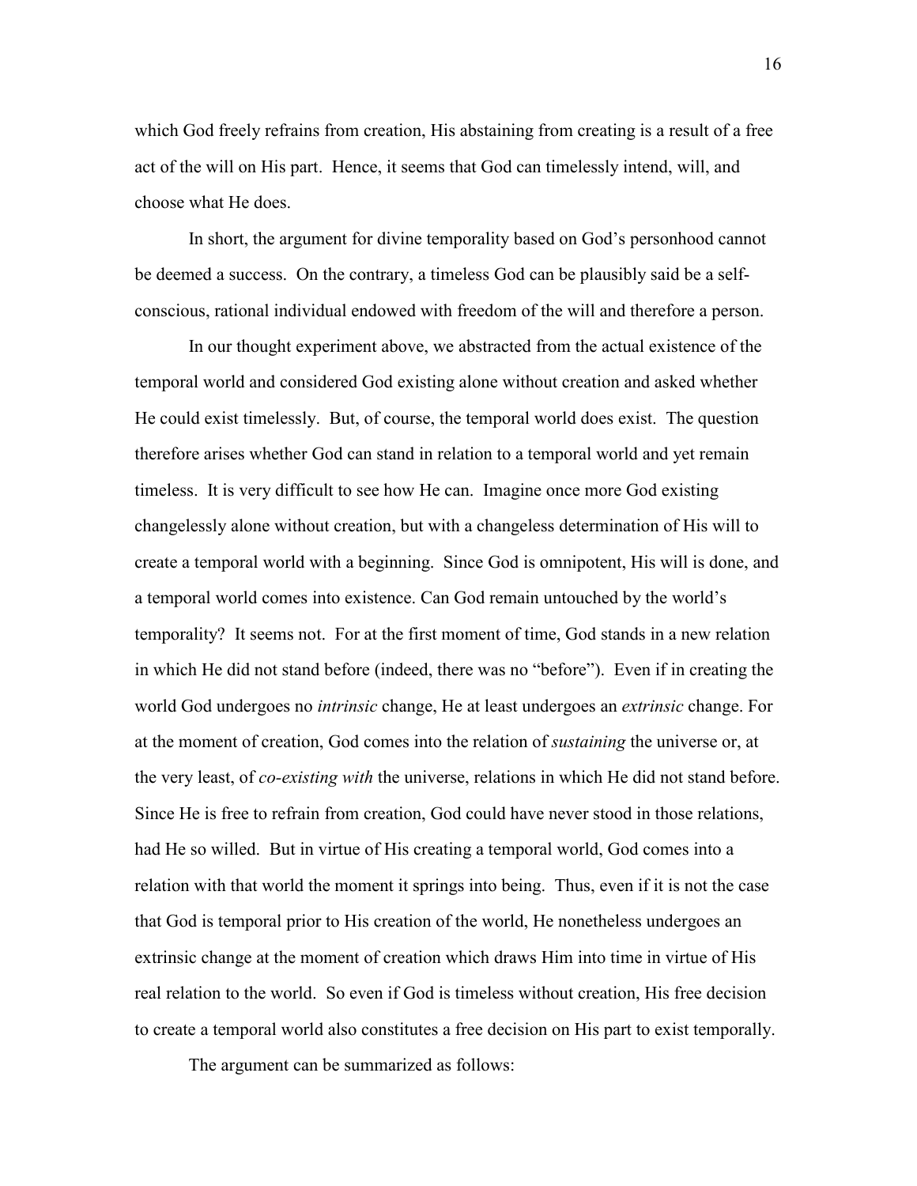which God freely refrains from creation, His abstaining from creating is a result of a free act of the will on His part. Hence, it seems that God can timelessly intend, will, and choose what He does.

In short, the argument for divine temporality based on God's personhood cannot be deemed a success. On the contrary, a timeless God can be plausibly said be a self-conscious, rational individual endowed with freedom of the will and therefore a person.

In our thought experiment above, we abstracted from the actual existence of the temporal world and considered God existing alone without creation and asked whether He could exist timelessly. But, of course, the temporal world does exist. The question therefore arises whether God can stand in relation to a temporal world and yet remain timeless. It is very difficult to see how He can. Imagine once more God existing changelessly alone without creation, but with a changeless determination of His will to create a temporal world with a beginning. Since God is omnipotent, His will is done, and a temporal world comes into existence. Can God remain untouched by the world's temporality? It seems not. For at the first moment of time, God stands in a new relation in which He did not stand before (indeed, there was no "before"). Even if in creating the world God undergoes no *intrinsic* change, He at least undergoes an *extrinsic* change. For at the moment of creation, God comes into the relation of *sustaining* the universe or, at the very least, of *co-existing with* the universe, relations in which He did not stand before. Since He is free to refrain from creation, God could have never stood in those relations, had He so willed. But in virtue of His creating a temporal world, God comes into a relation with that world the moment it springs into being. Thus, even if it is not the case that God is temporal prior to His creation of the world, He nonetheless undergoes an extrinsic change at the moment of creation which draws Him into time in virtue of His real relation to the world. So even if God is timeless without creation, His free decision to create a temporal world also constitutes a free decision on His part to exist temporally.

The argument can be summarized as follows: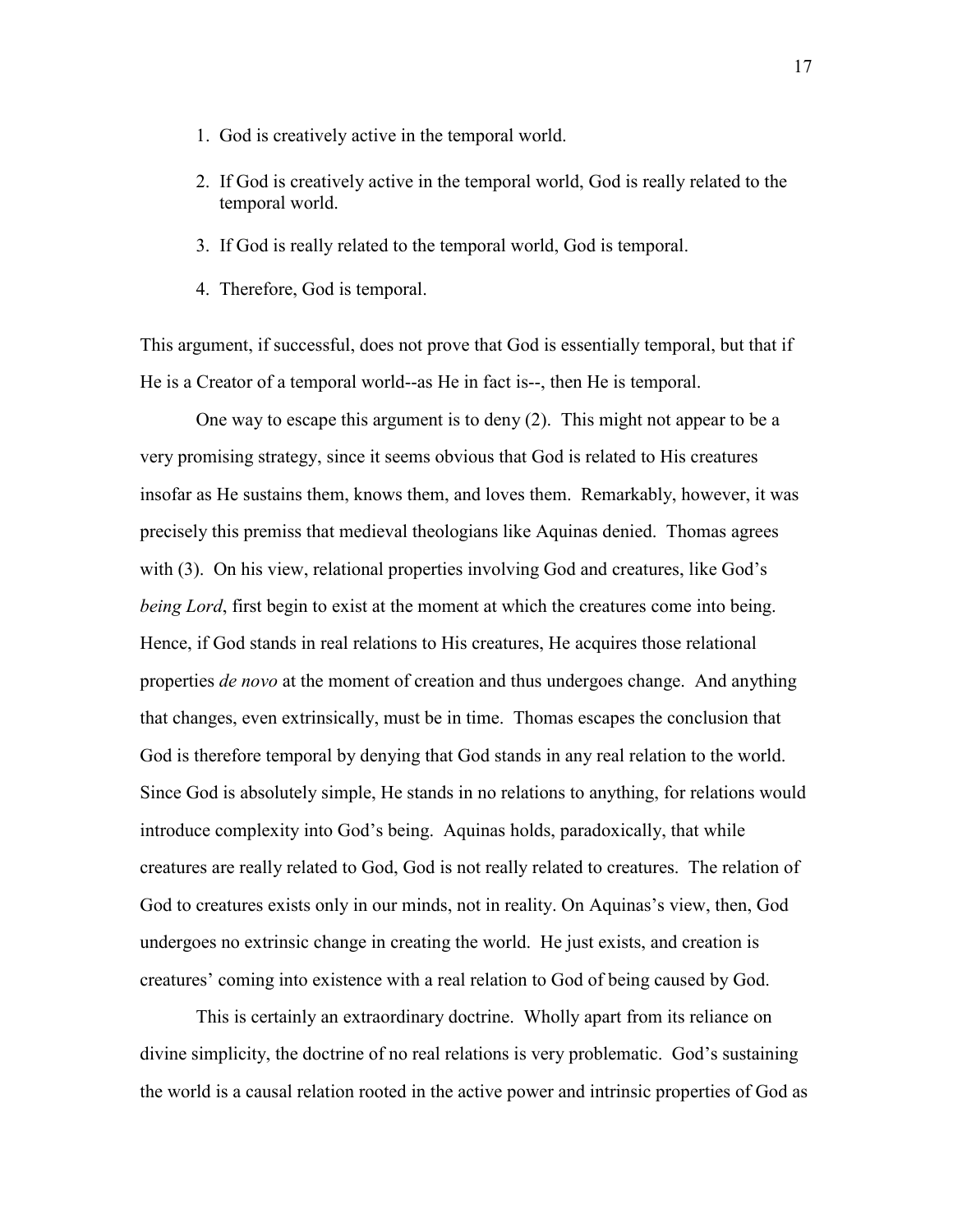1. God is creatively active in the temporal world.

2. If God is creatively active in the temporal world, God is really related to the temporal world.

3. If God is really related to the temporal world, God is temporal.

4. Therefore, God is temporal.

This argument, if successful, does not prove that God is essentially temporal, but that if He is a Creator of a temporal world--as He in fact is--, then He is temporal.

One way to escape this argument is to deny (2). This might not appear to be a very promising strategy, since it seems obvious that God is related to His creatures insofar as He sustains them, knows them, and loves them. Remarkably, however, it was precisely this premiss that medieval theologians like Aquinas denied. Thomas agrees with (3). On his view, relational properties involving God and creatures, like God's *being Lord*, first begin to exist at the moment at which the creatures come into being. Hence, if God stands in real relations to His creatures, He acquires those relational properties *de novo* at the moment of creation and thus undergoes change. And anything that changes, even extrinsically, must be in time. Thomas escapes the conclusion that God is therefore temporal by denying that God stands in any real relation to the world. Since God is absolutely simple, He stands in no relations to anything, for relations would introduce complexity into God's being. Aquinas holds, paradoxically, that while creatures are really related to God, God is not really related to creatures. The relation of God to creatures exists only in our minds, not in reality. On Aquinas's view, then, God undergoes no extrinsic change in creating the world. He just exists, and creation is creatures' coming into existence with a real relation to God of being caused by God.

This is certainly an extraordinary doctrine. Wholly apart from its reliance on divine simplicity, the doctrine of no real relations is very problematic. God's sustaining the world is a causal relation rooted in the active power and intrinsic properties of God as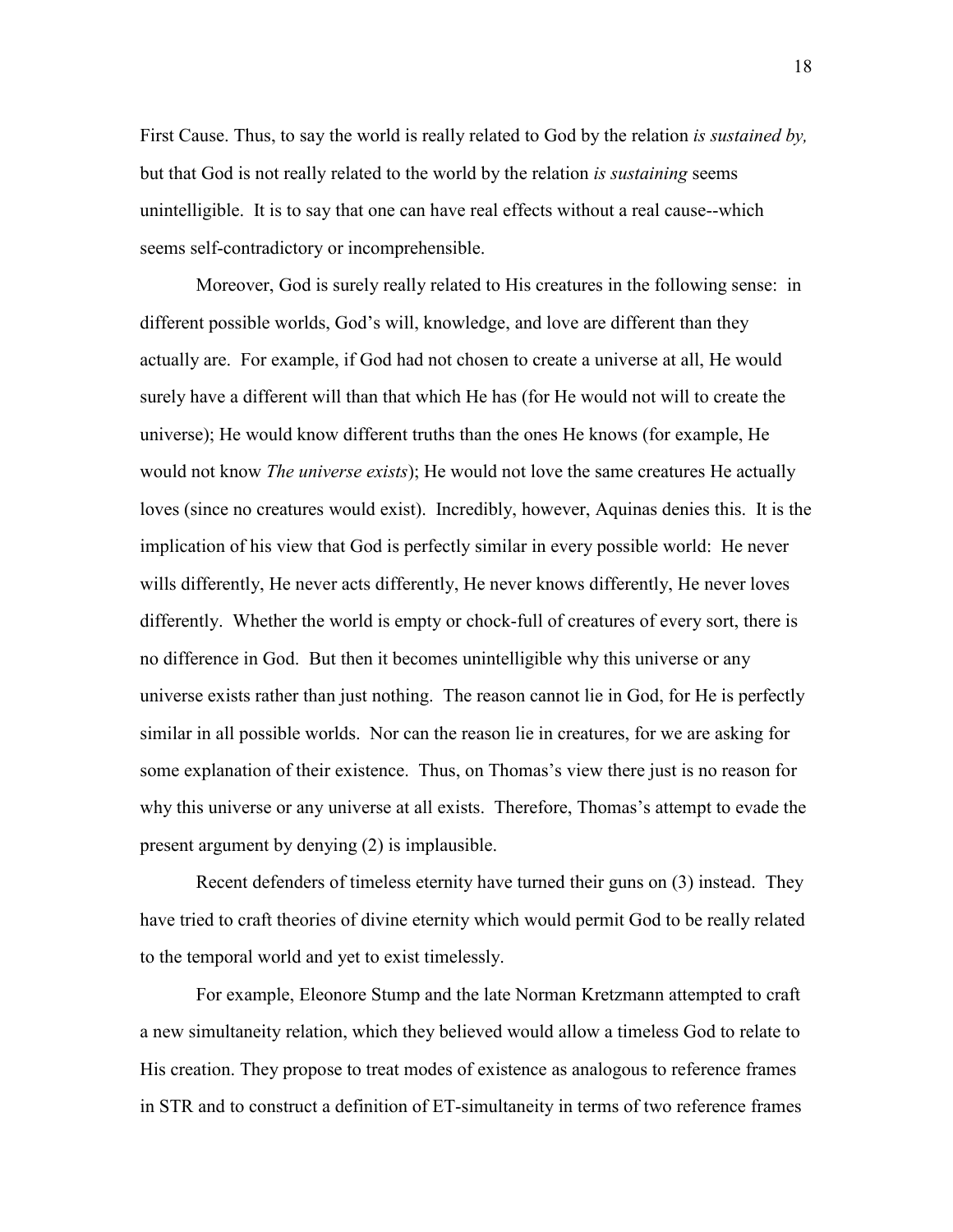First Cause. Thus, to say the world is really related to God by the relation *is sustained by,* but that God is not really related to the world by the relation *is sustaining* seems unintelligible. It is to say that one can have real effects without a real cause--which seems self-contradictory or incomprehensible.

Moreover, God is surely really related to His creatures in the following sense: in different possible worlds, God's will, knowledge, and love are different than they actually are. For example, if God had not chosen to create a universe at all, He would surely have a different will than that which He has (for He would not will to create the universe); He would know different truths than the ones He knows (for example, He would not know *The universe exists*); He would not love the same creatures He actually loves (since no creatures would exist). Incredibly, however, Aquinas denies this. It is the implication of his view that God is perfectly similar in every possible world: He never wills differently, He never acts differently, He never knows differently, He never loves differently. Whether the world is empty or chock-full of creatures of every sort, there is no difference in God. But then it becomes unintelligible why this universe or any universe exists rather than just nothing. The reason cannot lie in God, for He is perfectly similar in all possible worlds. Nor can the reason lie in creatures, for we are asking for some explanation of their existence. Thus, on Thomas's view there just is no reason for why this universe or any universe at all exists. Therefore, Thomas's attempt to evade the present argument by denying (2) is implausible.

Recent defenders of timeless eternity have turned their guns on (3) instead. They have tried to craft theories of divine eternity which would permit God to be really related to the temporal world and yet to exist timelessly.

For example, Eleonore Stump and the late Norman Kretzmann attempted to craft a new simultaneity relation, which they believed would allow a timeless God to relate to His creation. They propose to treat modes of existence as analogous to reference frames in STR and to construct a definition of ET-simultaneity in terms of two reference frames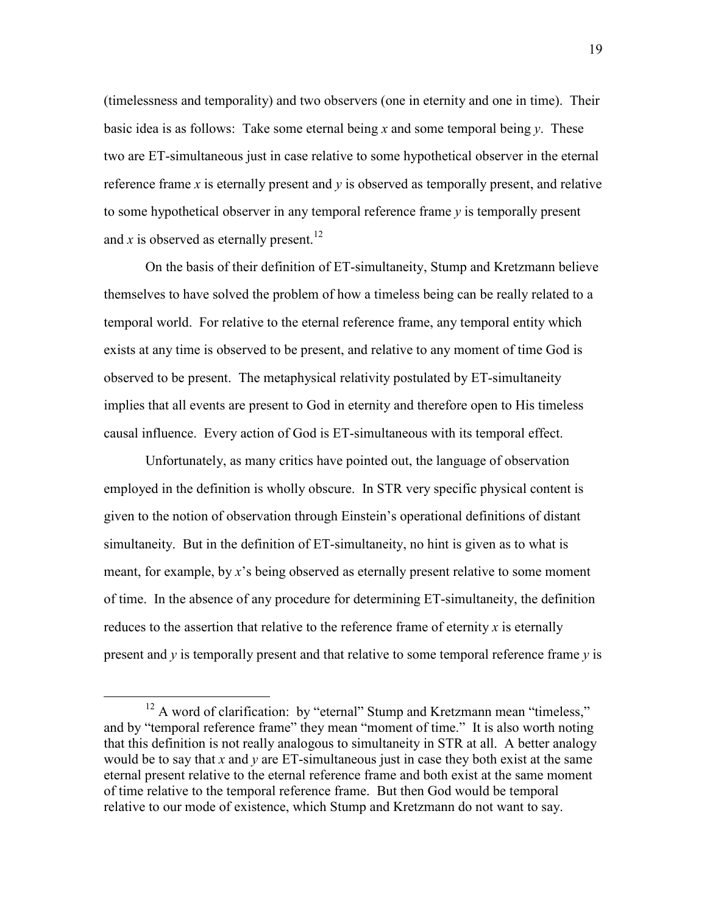(timelessness and temporality) and two observers (one in eternity and one in time). Their basic idea is as follows: Take some eternal being *x* and some temporal being *y*. These two are ET-simultaneous just in case relative to some hypothetical observer in the eternal reference frame *x* is eternally present and *y* is observed as temporally present, and relative to some hypothetical observer in any temporal reference frame *y* is temporally present and *x* is observed as eternally present.[12]

On the basis of their definition of ET-simultaneity, Stump and Kretzmann believe themselves to have solved the problem of how a timeless being can be really related to a temporal world. For relative to the eternal reference frame, any temporal entity which exists at any time is observed to be present, and relative to any moment of time God is observed to be present. The metaphysical relativity postulated by ET-simultaneity implies that all events are present to God in eternity and therefore open to His timeless causal influence. Every action of God is ET-simultaneous with its temporal effect.

Unfortunately, as many critics have pointed out, the language of observation employed in the definition is wholly obscure. In STR very specific physical content is given to the notion of observation through Einstein's operational definitions of distant simultaneity. But in the definition of ET-simultaneity, no hint is given as to what is meant, for example, by *x*'s being observed as eternally present relative to some moment of time. In the absence of any procedure for determining ET-simultaneity, the definition reduces to the assertion that relative to the reference frame of eternity *x* is eternally present and *y* is temporally present and that relative to some temporal reference frame *y* is

---

[12] A word of clarification: by "eternal" Stump and Kretzmann mean "timeless," and by "temporal reference frame" they mean "moment of time." It is also worth noting that this definition is not really analogous to simultaneity in STR at all. A better analogy would be to say that *x* and *y* are ET-simultaneous just in case they both exist at the same eternal present relative to the eternal reference frame and both exist at the same moment of time relative to the temporal reference frame. But then God would be temporal relative to our mode of existence, which Stump and Kretzmann do not want to say.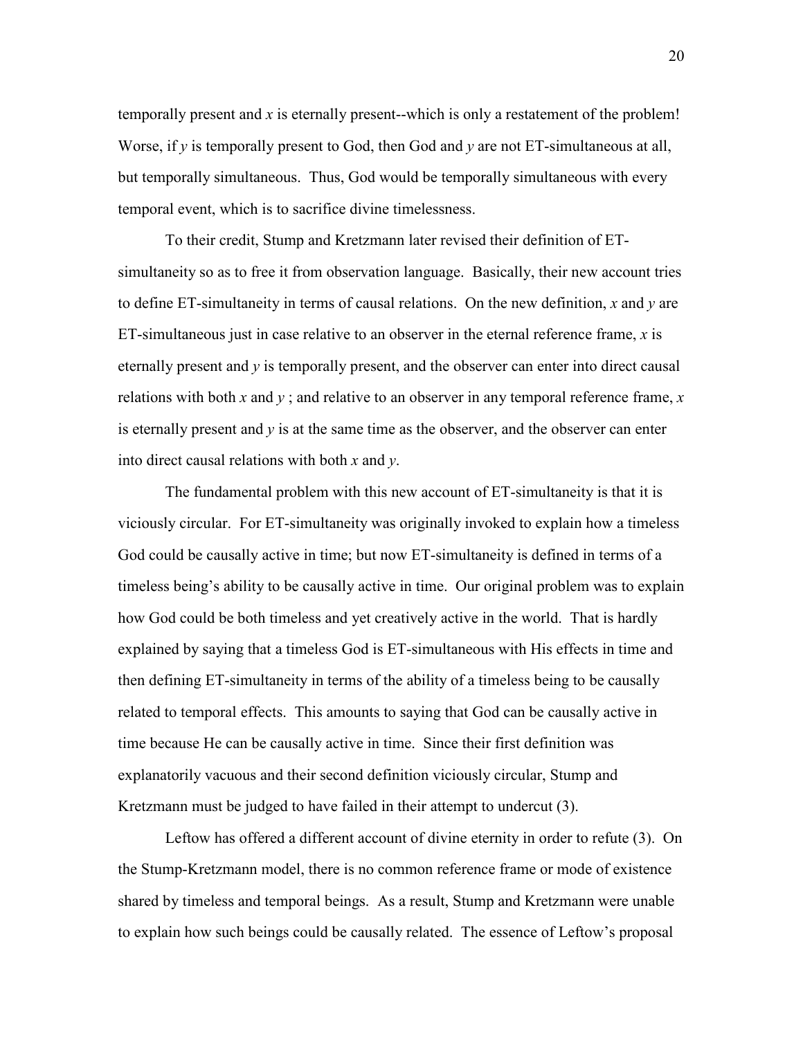temporally present and *x* is eternally present--which is only a restatement of the problem! Worse, if *y* is temporally present to God, then God and *y* are not ET-simultaneous at all, but temporally simultaneous. Thus, God would be temporally simultaneous with every temporal event, which is to sacrifice divine timelessness.

To their credit, Stump and Kretzmann later revised their definition of ET-simultaneity so as to free it from observation language. Basically, their new account tries to define ET-simultaneity in terms of causal relations. On the new definition, *x* and *y* are ET-simultaneous just in case relative to an observer in the eternal reference frame, *x* is eternally present and *y* is temporally present, and the observer can enter into direct causal relations with both *x* and *y* ; and relative to an observer in any temporal reference frame, *x* is eternally present and *y* is at the same time as the observer, and the observer can enter into direct causal relations with both *x* and *y*.

The fundamental problem with this new account of ET-simultaneity is that it is viciously circular. For ET-simultaneity was originally invoked to explain how a timeless God could be causally active in time; but now ET-simultaneity is defined in terms of a timeless being's ability to be causally active in time. Our original problem was to explain how God could be both timeless and yet creatively active in the world. That is hardly explained by saying that a timeless God is ET-simultaneous with His effects in time and then defining ET-simultaneity in terms of the ability of a timeless being to be causally related to temporal effects. This amounts to saying that God can be causally active in time because He can be causally active in time. Since their first definition was explanatorily vacuous and their second definition viciously circular, Stump and Kretzmann must be judged to have failed in their attempt to undercut (3).

Leftow has offered a different account of divine eternity in order to refute (3). On the Stump-Kretzmann model, there is no common reference frame or mode of existence shared by timeless and temporal beings. As a result, Stump and Kretzmann were unable to explain how such beings could be causally related. The essence of Leftow's proposal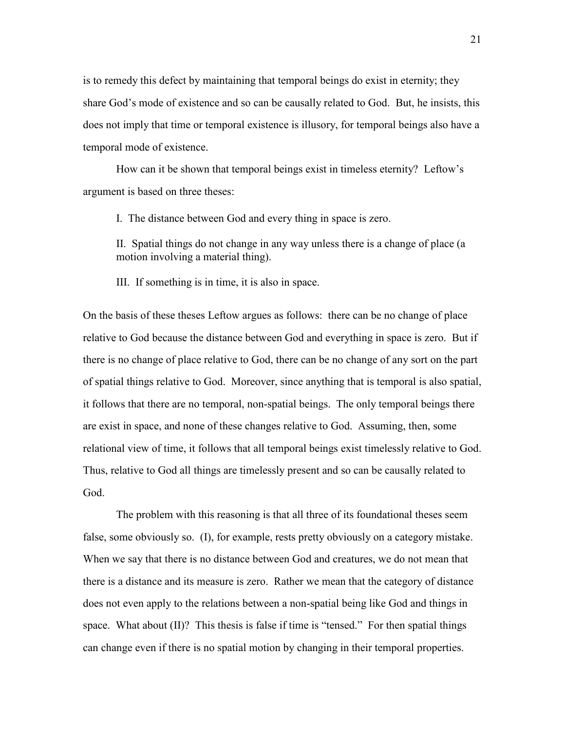is to remedy this defect by maintaining that temporal beings do exist in eternity; they share God's mode of existence and so can be causally related to God. But, he insists, this does not imply that time or temporal existence is illusory, for temporal beings also have a temporal mode of existence.

How can it be shown that temporal beings exist in timeless eternity? Leftow's argument is based on three theses:

> I. The distance between God and every thing in space is zero.
>
> II. Spatial things do not change in any way unless there is a change of place (a motion involving a material thing).
>
> III. If something is in time, it is also in space.

On the basis of these theses Leftow argues as follows: there can be no change of place relative to God because the distance between God and everything in space is zero. But if there is no change of place relative to God, there can be no change of any sort on the part of spatial things relative to God. Moreover, since anything that is temporal is also spatial, it follows that there are no temporal, non-spatial beings. The only temporal beings there are exist in space, and none of these changes relative to God. Assuming, then, some relational view of time, it follows that all temporal beings exist timelessly relative to God. Thus, relative to God all things are timelessly present and so can be causally related to God.

The problem with this reasoning is that all three of its foundational theses seem false, some obviously so. (I), for example, rests pretty obviously on a category mistake. When we say that there is no distance between God and creatures, we do not mean that there is a distance and its measure is zero. Rather we mean that the category of distance does not even apply to the relations between a non-spatial being like God and things in space. What about (II)? This thesis is false if time is "tensed." For then spatial things can change even if there is no spatial motion by changing in their temporal properties.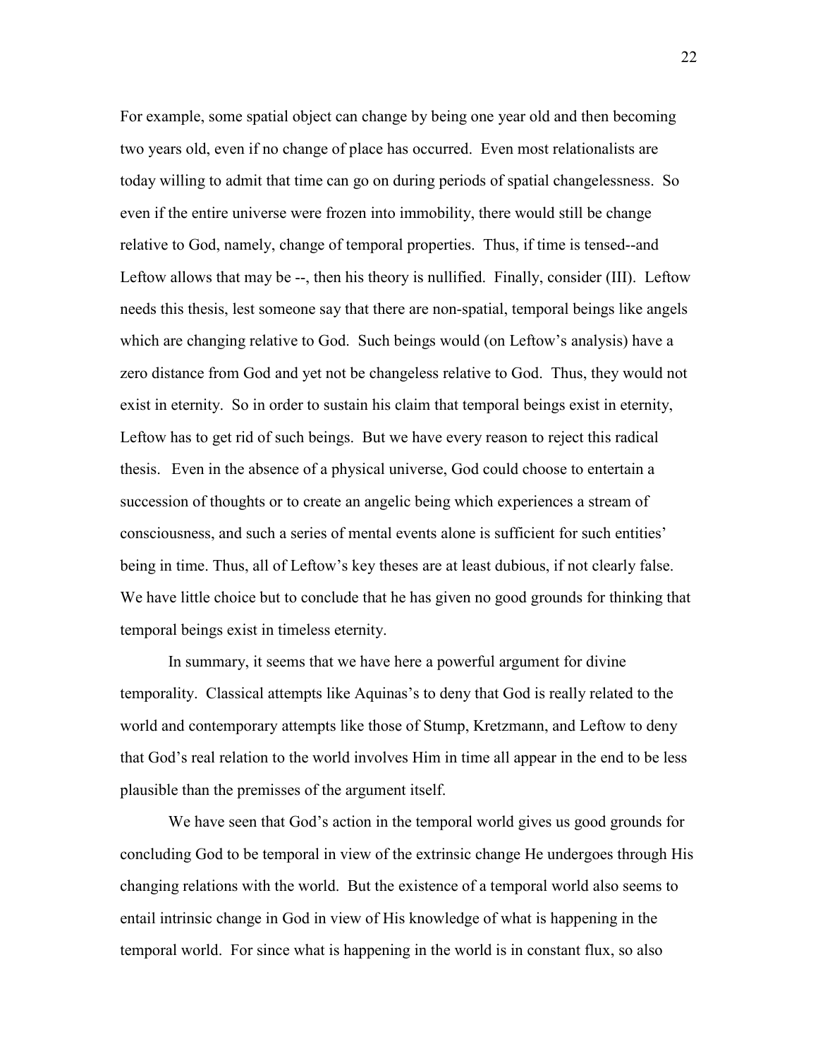For example, some spatial object can change by being one year old and then becoming two years old, even if no change of place has occurred. Even most relationalists are today willing to admit that time can go on during periods of spatial changelessness. So even if the entire universe were frozen into immobility, there would still be change relative to God, namely, change of temporal properties. Thus, if time is tensed--and Leftow allows that may be --, then his theory is nullified. Finally, consider (III). Leftow needs this thesis, lest someone say that there are non-spatial, temporal beings like angels which are changing relative to God. Such beings would (on Leftow's analysis) have a zero distance from God and yet not be changeless relative to God. Thus, they would not exist in eternity. So in order to sustain his claim that temporal beings exist in eternity, Leftow has to get rid of such beings. But we have every reason to reject this radical thesis. Even in the absence of a physical universe, God could choose to entertain a succession of thoughts or to create an angelic being which experiences a stream of consciousness, and such a series of mental events alone is sufficient for such entities' being in time. Thus, all of Leftow's key theses are at least dubious, if not clearly false. We have little choice but to conclude that he has given no good grounds for thinking that temporal beings exist in timeless eternity.

In summary, it seems that we have here a powerful argument for divine temporality. Classical attempts like Aquinas's to deny that God is really related to the world and contemporary attempts like those of Stump, Kretzmann, and Leftow to deny that God's real relation to the world involves Him in time all appear in the end to be less plausible than the premisses of the argument itself.

We have seen that God's action in the temporal world gives us good grounds for concluding God to be temporal in view of the extrinsic change He undergoes through His changing relations with the world. But the existence of a temporal world also seems to entail intrinsic change in God in view of His knowledge of what is happening in the temporal world. For since what is happening in the world is in constant flux, so also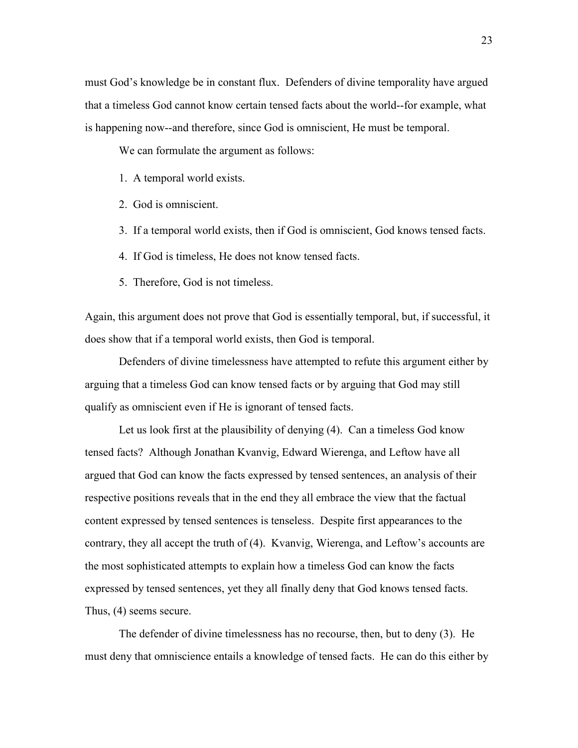must God's knowledge be in constant flux. Defenders of divine temporality have argued that a timeless God cannot know certain tensed facts about the world--for example, what is happening now--and therefore, since God is omniscient, He must be temporal.

We can formulate the argument as follows:

1. A temporal world exists.
2. God is omniscient.
3. If a temporal world exists, then if God is omniscient, God knows tensed facts.
4. If God is timeless, He does not know tensed facts.
5. Therefore, God is not timeless.

Again, this argument does not prove that God is essentially temporal, but, if successful, it does show that if a temporal world exists, then God is temporal.

Defenders of divine timelessness have attempted to refute this argument either by arguing that a timeless God can know tensed facts or by arguing that God may still qualify as omniscient even if He is ignorant of tensed facts.

Let us look first at the plausibility of denying (4). Can a timeless God know tensed facts? Although Jonathan Kvanvig, Edward Wierenga, and Leftow have all argued that God can know the facts expressed by tensed sentences, an analysis of their respective positions reveals that in the end they all embrace the view that the factual content expressed by tensed sentences is tenseless. Despite first appearances to the contrary, they all accept the truth of (4). Kvanvig, Wierenga, and Leftow's accounts are the most sophisticated attempts to explain how a timeless God can know the facts expressed by tensed sentences, yet they all finally deny that God knows tensed facts. Thus, (4) seems secure.

The defender of divine timelessness has no recourse, then, but to deny (3). He must deny that omniscience entails a knowledge of tensed facts. He can do this either by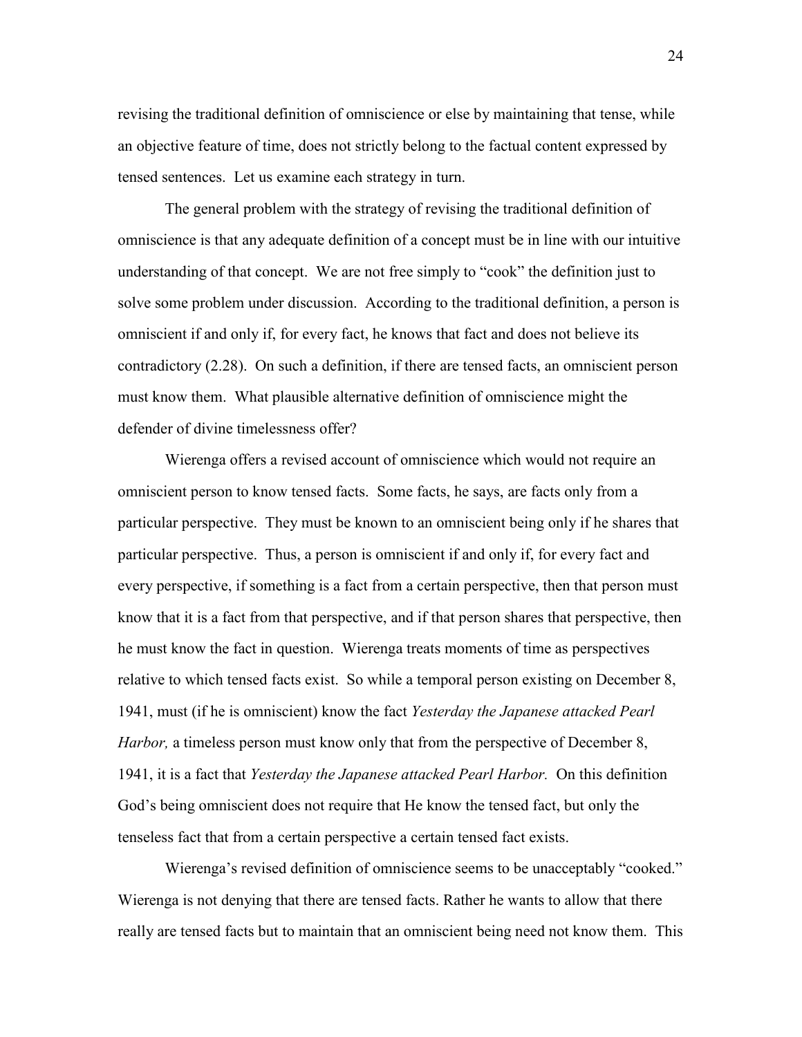revising the traditional definition of omniscience or else by maintaining that tense, while an objective feature of time, does not strictly belong to the factual content expressed by tensed sentences. Let us examine each strategy in turn.

The general problem with the strategy of revising the traditional definition of omniscience is that any adequate definition of a concept must be in line with our intuitive understanding of that concept. We are not free simply to "cook" the definition just to solve some problem under discussion. According to the traditional definition, a person is omniscient if and only if, for every fact, he knows that fact and does not believe its contradictory (2.28). On such a definition, if there are tensed facts, an omniscient person must know them. What plausible alternative definition of omniscience might the defender of divine timelessness offer?

Wierenga offers a revised account of omniscience which would not require an omniscient person to know tensed facts. Some facts, he says, are facts only from a particular perspective. They must be known to an omniscient being only if he shares that particular perspective. Thus, a person is omniscient if and only if, for every fact and every perspective, if something is a fact from a certain perspective, then that person must know that it is a fact from that perspective, and if that person shares that perspective, then he must know the fact in question. Wierenga treats moments of time as perspectives relative to which tensed facts exist. So while a temporal person existing on December 8, 1941, must (if he is omniscient) know the fact *Yesterday the Japanese attacked Pearl Harbor,* a timeless person must know only that from the perspective of December 8, 1941, it is a fact that *Yesterday the Japanese attacked Pearl Harbor.* On this definition God's being omniscient does not require that He know the tensed fact, but only the tenseless fact that from a certain perspective a certain tensed fact exists.

Wierenga's revised definition of omniscience seems to be unacceptably "cooked." Wierenga is not denying that there are tensed facts. Rather he wants to allow that there really are tensed facts but to maintain that an omniscient being need not know them. This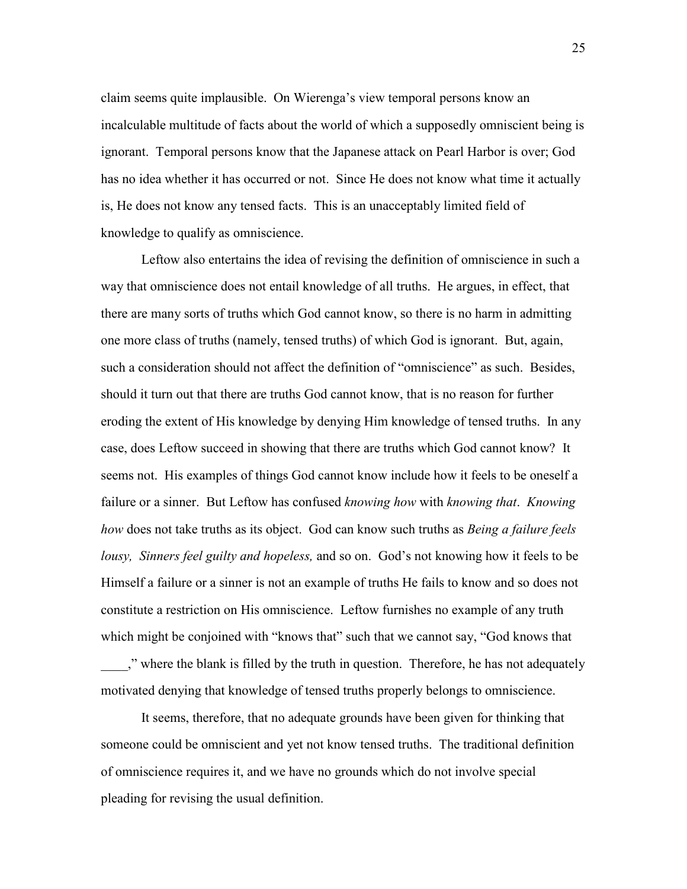claim seems quite implausible. On Wierenga's view temporal persons know an incalculable multitude of facts about the world of which a supposedly omniscient being is ignorant. Temporal persons know that the Japanese attack on Pearl Harbor is over; God has no idea whether it has occurred or not. Since He does not know what time it actually is, He does not know any tensed facts. This is an unacceptably limited field of knowledge to qualify as omniscience.

Leftow also entertains the idea of revising the definition of omniscience in such a way that omniscience does not entail knowledge of all truths. He argues, in effect, that there are many sorts of truths which God cannot know, so there is no harm in admitting one more class of truths (namely, tensed truths) of which God is ignorant. But, again, such a consideration should not affect the definition of "omniscience" as such. Besides, should it turn out that there are truths God cannot know, that is no reason for further eroding the extent of His knowledge by denying Him knowledge of tensed truths. In any case, does Leftow succeed in showing that there are truths which God cannot know? It seems not. His examples of things God cannot know include how it feels to be oneself a failure or a sinner. But Leftow has confused *knowing how* with *knowing that*. *Knowing how* does not take truths as its object. God can know such truths as *Being a failure feels lousy, Sinners feel guilty and hopeless,* and so on. God's not knowing how it feels to be Himself a failure or a sinner is not an example of truths He fails to know and so does not constitute a restriction on His omniscience. Leftow furnishes no example of any truth which might be conjoined with "knows that" such that we cannot say, "God knows that ____," where the blank is filled by the truth in question. Therefore, he has not adequately motivated denying that knowledge of tensed truths properly belongs to omniscience.

It seems, therefore, that no adequate grounds have been given for thinking that someone could be omniscient and yet not know tensed truths. The traditional definition of omniscience requires it, and we have no grounds which do not involve special pleading for revising the usual definition.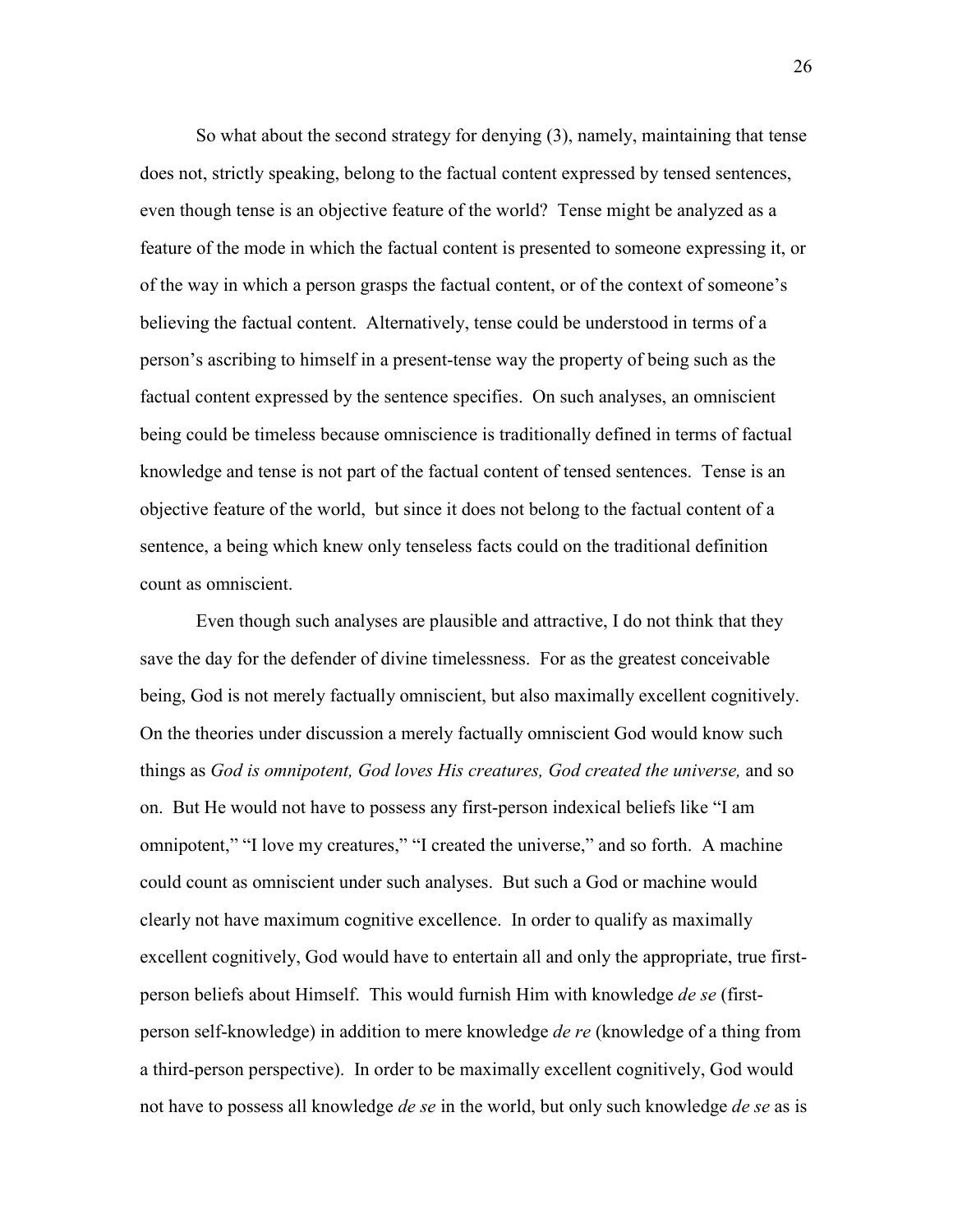So what about the second strategy for denying (3), namely, maintaining that tense does not, strictly speaking, belong to the factual content expressed by tensed sentences, even though tense is an objective feature of the world? Tense might be analyzed as a feature of the mode in which the factual content is presented to someone expressing it, or of the way in which a person grasps the factual content, or of the context of someone's believing the factual content. Alternatively, tense could be understood in terms of a person's ascribing to himself in a present-tense way the property of being such as the factual content expressed by the sentence specifies. On such analyses, an omniscient being could be timeless because omniscience is traditionally defined in terms of factual knowledge and tense is not part of the factual content of tensed sentences. Tense is an objective feature of the world, but since it does not belong to the factual content of a sentence, a being which knew only tenseless facts could on the traditional definition count as omniscient.

Even though such analyses are plausible and attractive, I do not think that they save the day for the defender of divine timelessness. For as the greatest conceivable being, God is not merely factually omniscient, but also maximally excellent cognitively. On the theories under discussion a merely factually omniscient God would know such things as *God is omnipotent, God loves His creatures, God created the universe,* and so on. But He would not have to possess any first-person indexical beliefs like "I am omnipotent," "I love my creatures," "I created the universe," and so forth. A machine could count as omniscient under such analyses. But such a God or machine would clearly not have maximum cognitive excellence. In order to qualify as maximally excellent cognitively, God would have to entertain all and only the appropriate, true first-person beliefs about Himself. This would furnish Him with knowledge *de se* (first-person self-knowledge) in addition to mere knowledge *de re* (knowledge of a thing from a third-person perspective). In order to be maximally excellent cognitively, God would not have to possess all knowledge *de se* in the world, but only such knowledge *de se* as is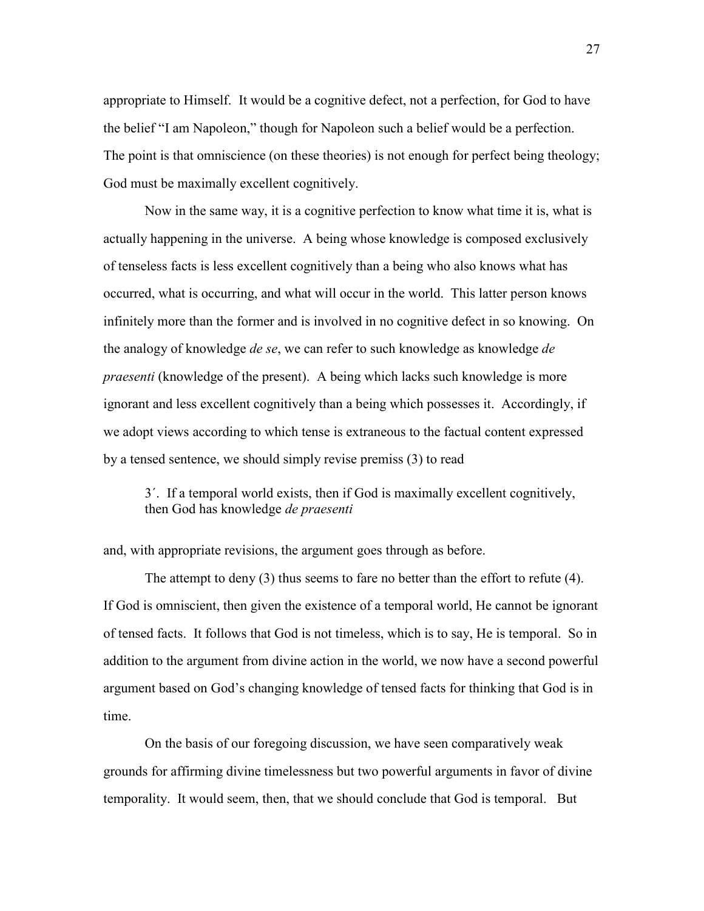appropriate to Himself. It would be a cognitive defect, not a perfection, for God to have the belief "I am Napoleon," though for Napoleon such a belief would be a perfection. The point is that omniscience (on these theories) is not enough for perfect being theology; God must be maximally excellent cognitively.

Now in the same way, it is a cognitive perfection to know what time it is, what is actually happening in the universe. A being whose knowledge is composed exclusively of tenseless facts is less excellent cognitively than a being who also knows what has occurred, what is occurring, and what will occur in the world. This latter person knows infinitely more than the former and is involved in no cognitive defect in so knowing. On the analogy of knowledge *de se*, we can refer to such knowledge as knowledge *de praesenti* (knowledge of the present). A being which lacks such knowledge is more ignorant and less excellent cognitively than a being which possesses it. Accordingly, if we adopt views according to which tense is extraneous to the factual content expressed by a tensed sentence, we should simply revise premiss (3) to read

> 3′. If a temporal world exists, then if God is maximally excellent cognitively, then God has knowledge *de praesenti*

and, with appropriate revisions, the argument goes through as before.

The attempt to deny (3) thus seems to fare no better than the effort to refute (4). If God is omniscient, then given the existence of a temporal world, He cannot be ignorant of tensed facts. It follows that God is not timeless, which is to say, He is temporal. So in addition to the argument from divine action in the world, we now have a second powerful argument based on God's changing knowledge of tensed facts for thinking that God is in time.

On the basis of our foregoing discussion, we have seen comparatively weak grounds for affirming divine timelessness but two powerful arguments in favor of divine temporality. It would seem, then, that we should conclude that God is temporal. But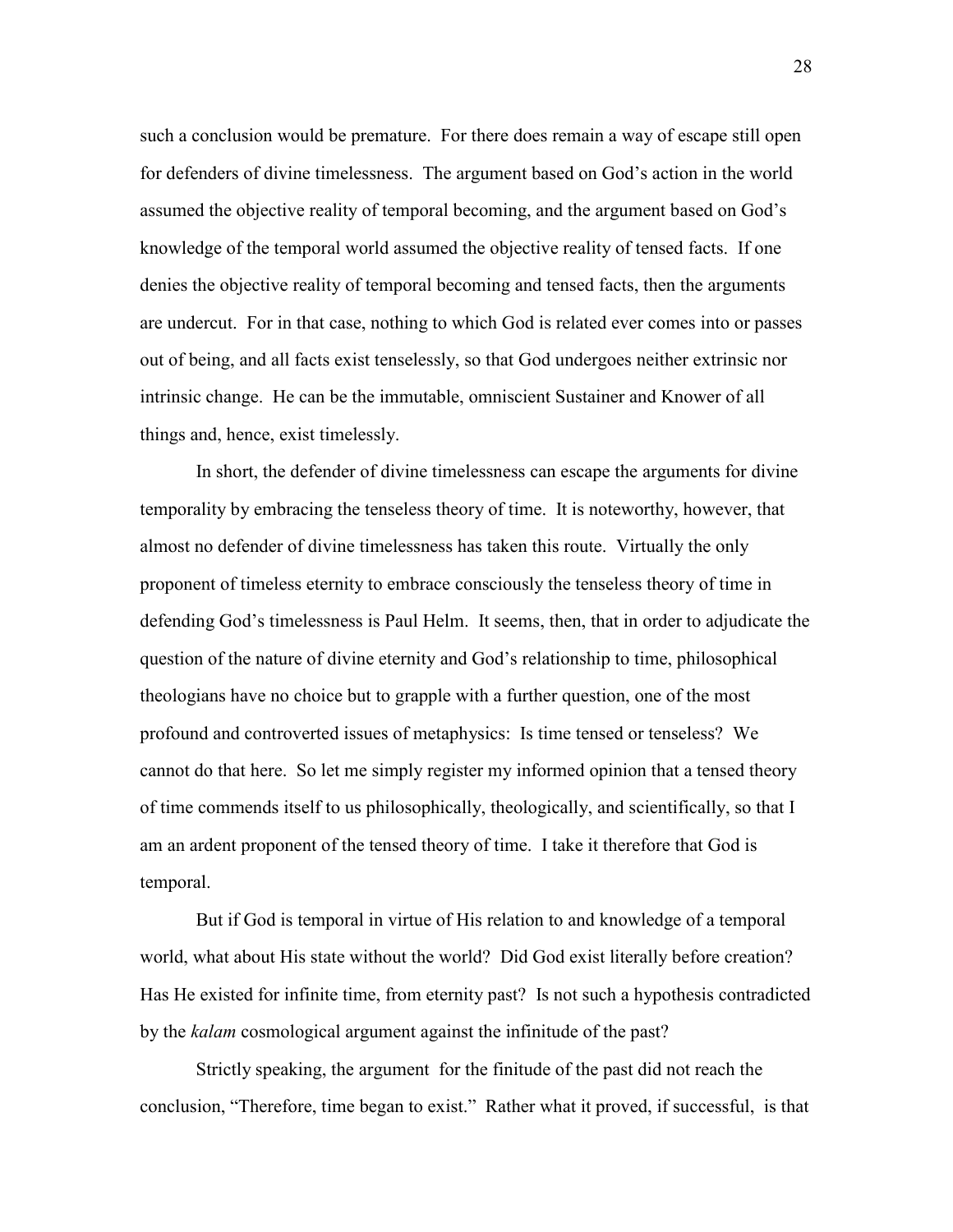such a conclusion would be premature. For there does remain a way of escape still open for defenders of divine timelessness. The argument based on God's action in the world assumed the objective reality of temporal becoming, and the argument based on God's knowledge of the temporal world assumed the objective reality of tensed facts. If one denies the objective reality of temporal becoming and tensed facts, then the arguments are undercut. For in that case, nothing to which God is related ever comes into or passes out of being, and all facts exist tenselessly, so that God undergoes neither extrinsic nor intrinsic change. He can be the immutable, omniscient Sustainer and Knower of all things and, hence, exist timelessly.

In short, the defender of divine timelessness can escape the arguments for divine temporality by embracing the tenseless theory of time. It is noteworthy, however, that almost no defender of divine timelessness has taken this route. Virtually the only proponent of timeless eternity to embrace consciously the tenseless theory of time in defending God's timelessness is Paul Helm. It seems, then, that in order to adjudicate the question of the nature of divine eternity and God's relationship to time, philosophical theologians have no choice but to grapple with a further question, one of the most profound and controverted issues of metaphysics: Is time tensed or tenseless? We cannot do that here. So let me simply register my informed opinion that a tensed theory of time commends itself to us philosophically, theologically, and scientifically, so that I am an ardent proponent of the tensed theory of time. I take it therefore that God is temporal.

But if God is temporal in virtue of His relation to and knowledge of a temporal world, what about His state without the world? Did God exist literally before creation? Has He existed for infinite time, from eternity past? Is not such a hypothesis contradicted by the *kalam* cosmological argument against the infinitude of the past?

Strictly speaking, the argument for the finitude of the past did not reach the conclusion, "Therefore, time began to exist." Rather what it proved, if successful, is that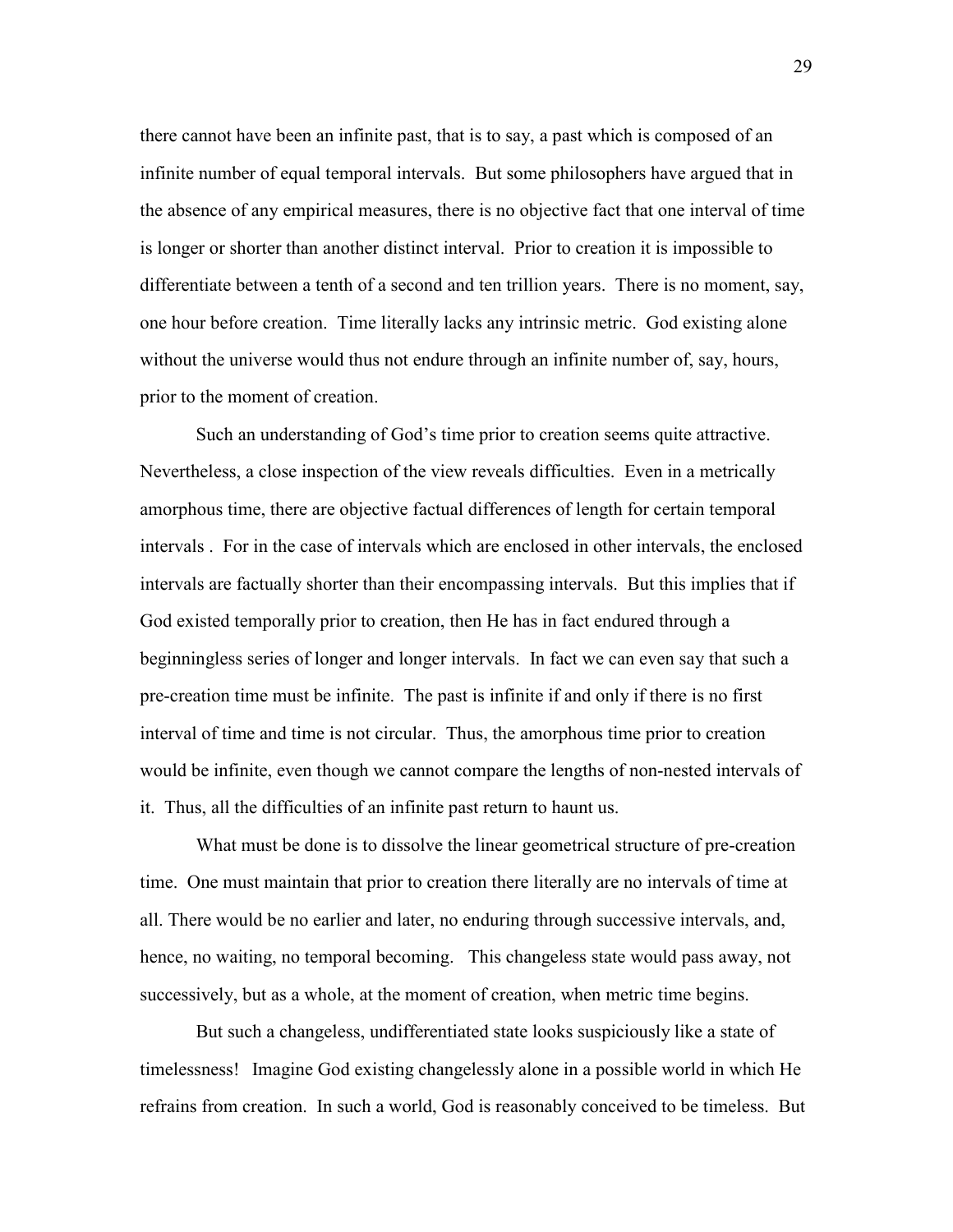there cannot have been an infinite past, that is to say, a past which is composed of an infinite number of equal temporal intervals. But some philosophers have argued that in the absence of any empirical measures, there is no objective fact that one interval of time is longer or shorter than another distinct interval. Prior to creation it is impossible to differentiate between a tenth of a second and ten trillion years. There is no moment, say, one hour before creation. Time literally lacks any intrinsic metric. God existing alone without the universe would thus not endure through an infinite number of, say, hours, prior to the moment of creation.

Such an understanding of God's time prior to creation seems quite attractive. Nevertheless, a close inspection of the view reveals difficulties. Even in a metrically amorphous time, there are objective factual differences of length for certain temporal intervals . For in the case of intervals which are enclosed in other intervals, the enclosed intervals are factually shorter than their encompassing intervals. But this implies that if God existed temporally prior to creation, then He has in fact endured through a beginningless series of longer and longer intervals. In fact we can even say that such a pre-creation time must be infinite. The past is infinite if and only if there is no first interval of time and time is not circular. Thus, the amorphous time prior to creation would be infinite, even though we cannot compare the lengths of non-nested intervals of it. Thus, all the difficulties of an infinite past return to haunt us.

What must be done is to dissolve the linear geometrical structure of pre-creation time. One must maintain that prior to creation there literally are no intervals of time at all. There would be no earlier and later, no enduring through successive intervals, and, hence, no waiting, no temporal becoming. This changeless state would pass away, not successively, but as a whole, at the moment of creation, when metric time begins.

But such a changeless, undifferentiated state looks suspiciously like a state of timelessness! Imagine God existing changelessly alone in a possible world in which He refrains from creation. In such a world, God is reasonably conceived to be timeless. But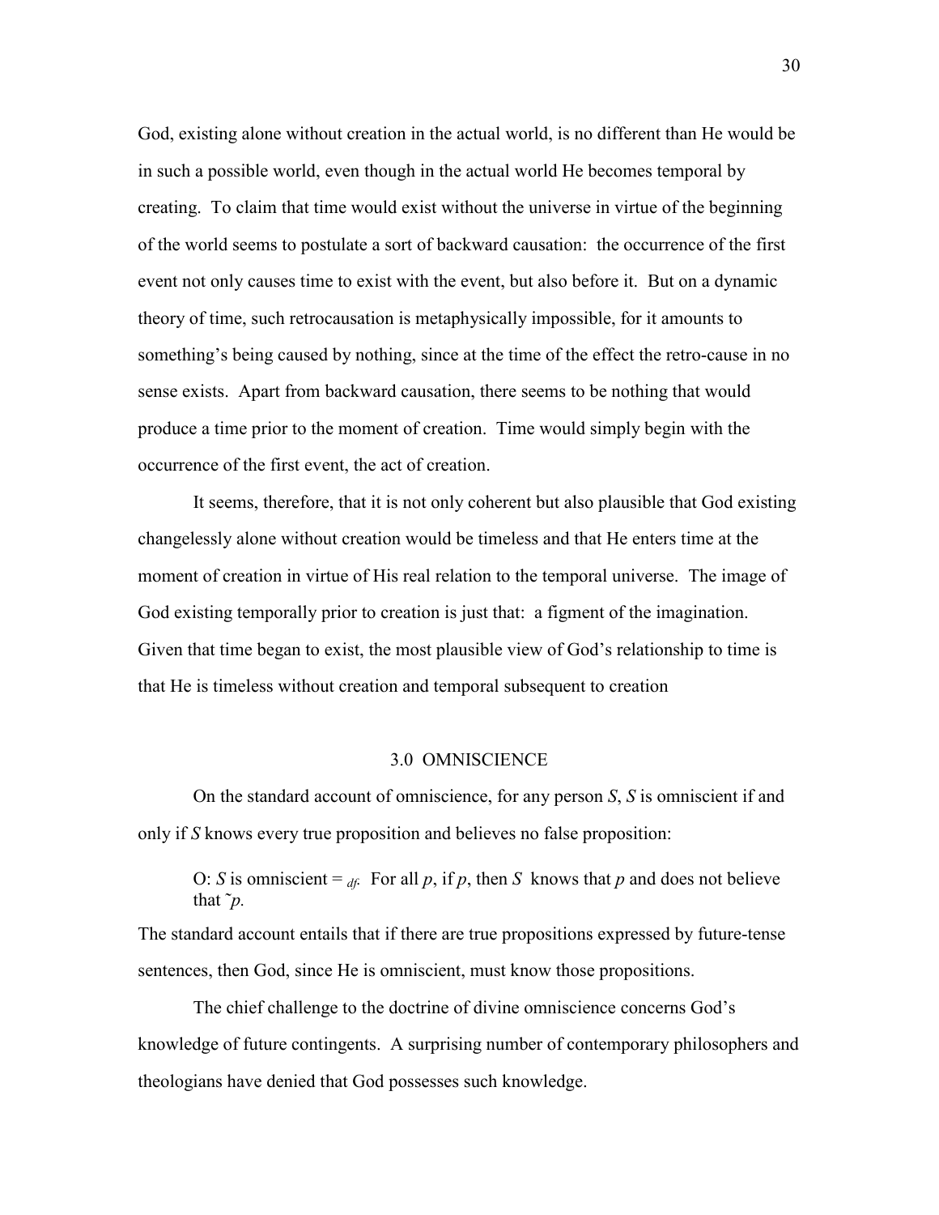God, existing alone without creation in the actual world, is no different than He would be in such a possible world, even though in the actual world He becomes temporal by creating. To claim that time would exist without the universe in virtue of the beginning of the world seems to postulate a sort of backward causation: the occurrence of the first event not only causes time to exist with the event, but also before it. But on a dynamic theory of time, such retrocausation is metaphysically impossible, for it amounts to something's being caused by nothing, since at the time of the effect the retro-cause in no sense exists. Apart from backward causation, there seems to be nothing that would produce a time prior to the moment of creation. Time would simply begin with the occurrence of the first event, the act of creation.

It seems, therefore, that it is not only coherent but also plausible that God existing changelessly alone without creation would be timeless and that He enters time at the moment of creation in virtue of His real relation to the temporal universe. The image of God existing temporally prior to creation is just that: a figment of the imagination. Given that time began to exist, the most plausible view of God's relationship to time is that He is timeless without creation and temporal subsequent to creation

## 3.0 OMNISCIENCE

On the standard account of omniscience, for any person *S*, *S* is omniscient if and only if *S* knows every true proposition and believes no false proposition:

> O: *S* is omniscient $=_{df.}$ For all *p*, if *p*, then *S* knows that *p* and does not believe that ˜*p*.

The standard account entails that if there are true propositions expressed by future-tense sentences, then God, since He is omniscient, must know those propositions.

The chief challenge to the doctrine of divine omniscience concerns God's knowledge of future contingents. A surprising number of contemporary philosophers and theologians have denied that God possesses such knowledge.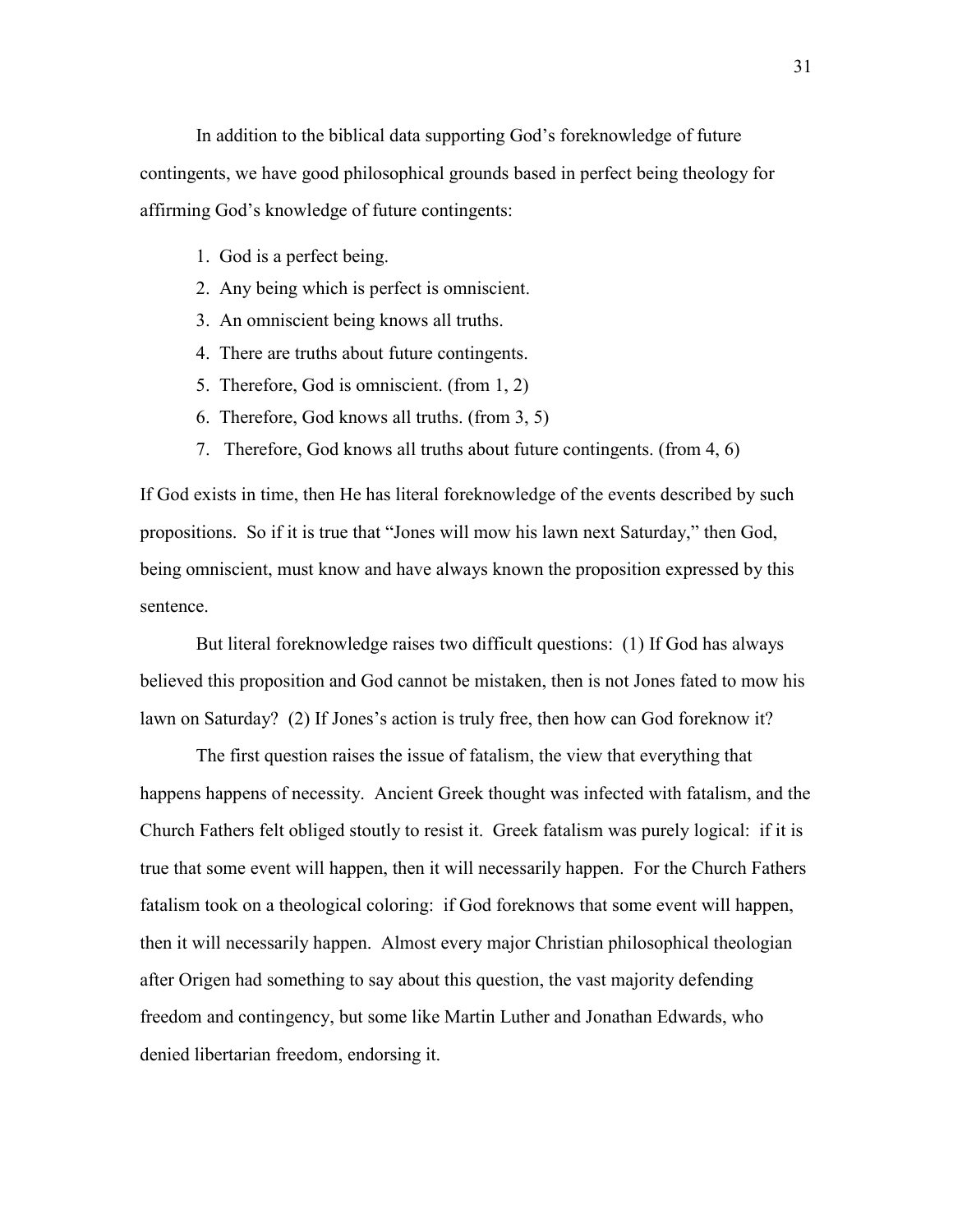In addition to the biblical data supporting God's foreknowledge of future contingents, we have good philosophical grounds based in perfect being theology for affirming God's knowledge of future contingents:

1. God is a perfect being.
2. Any being which is perfect is omniscient.
3. An omniscient being knows all truths.
4. There are truths about future contingents.
5. Therefore, God is omniscient. (from 1, 2)
6. Therefore, God knows all truths. (from 3, 5)
7. Therefore, God knows all truths about future contingents. (from 4, 6)

If God exists in time, then He has literal foreknowledge of the events described by such propositions. So if it is true that "Jones will mow his lawn next Saturday," then God, being omniscient, must know and have always known the proposition expressed by this sentence.

But literal foreknowledge raises two difficult questions: (1) If God has always believed this proposition and God cannot be mistaken, then is not Jones fated to mow his lawn on Saturday? (2) If Jones's action is truly free, then how can God foreknow it?

The first question raises the issue of fatalism, the view that everything that happens happens of necessity. Ancient Greek thought was infected with fatalism, and the Church Fathers felt obliged stoutly to resist it. Greek fatalism was purely logical: if it is true that some event will happen, then it will necessarily happen. For the Church Fathers fatalism took on a theological coloring: if God foreknows that some event will happen, then it will necessarily happen. Almost every major Christian philosophical theologian after Origen had something to say about this question, the vast majority defending freedom and contingency, but some like Martin Luther and Jonathan Edwards, who denied libertarian freedom, endorsing it.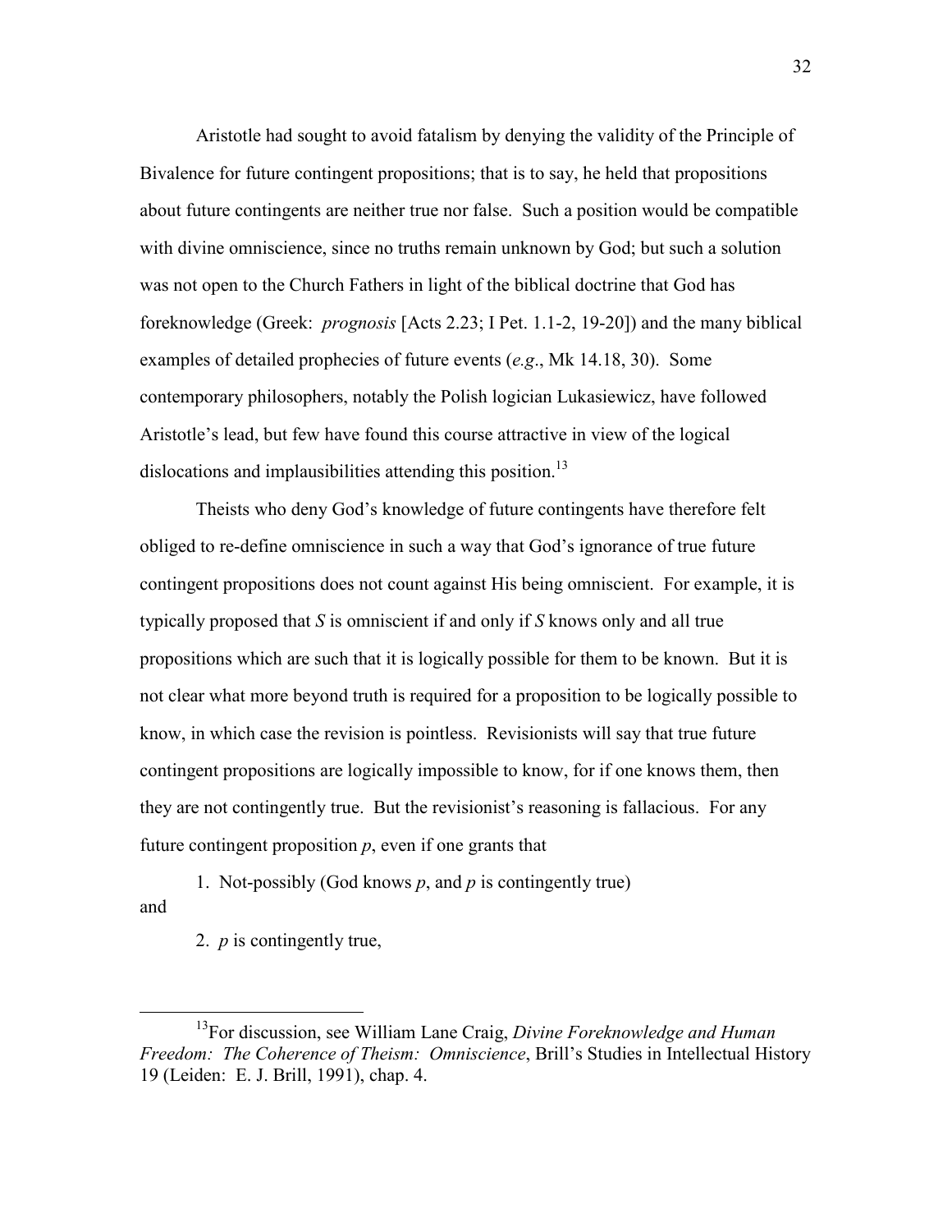Aristotle had sought to avoid fatalism by denying the validity of the Principle of Bivalence for future contingent propositions; that is to say, he held that propositions about future contingents are neither true nor false. Such a position would be compatible with divine omniscience, since no truths remain unknown by God; but such a solution was not open to the Church Fathers in light of the biblical doctrine that God has foreknowledge (Greek: *prognosis* [Acts 2.23; I Pet. 1.1-2, 19-20]) and the many biblical examples of detailed prophecies of future events (*e.g*., Mk 14.18, 30). Some contemporary philosophers, notably the Polish logician Lukasiewicz, have followed Aristotle's lead, but few have found this course attractive in view of the logical dislocations and implausibilities attending this position.[13]

Theists who deny God's knowledge of future contingents have therefore felt obliged to re-define omniscience in such a way that God's ignorance of true future contingent propositions does not count against His being omniscient. For example, it is typically proposed that *S* is omniscient if and only if *S* knows only and all true propositions which are such that it is logically possible for them to be known. But it is not clear what more beyond truth is required for a proposition to be logically possible to know, in which case the revision is pointless. Revisionists will say that true future contingent propositions are logically impossible to know, for if one knows them, then they are not contingently true. But the revisionist's reasoning is fallacious. For any future contingent proposition *p*, even if one grants that

1. Not-possibly (God knows *p*, and *p* is contingently true)

and

2. *p* is contingently true,

[13]For discussion, see William Lane Craig, *Divine Foreknowledge and Human Freedom: The Coherence of Theism: Omniscience*, Brill's Studies in Intellectual History 19 (Leiden: E. J. Brill, 1991), chap. 4.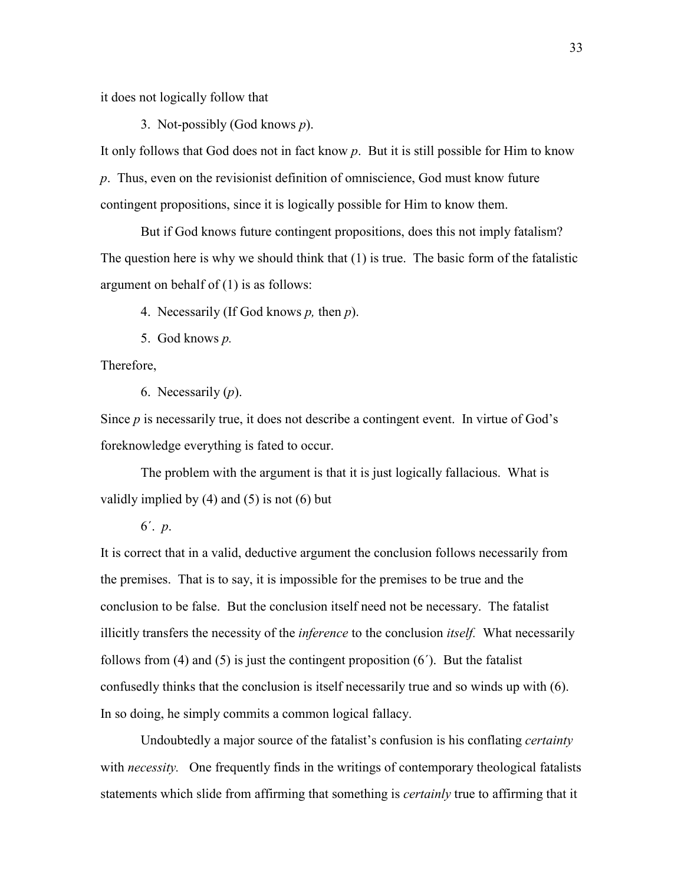it does not logically follow that

3. Not-possibly (God knows *p*).

It only follows that God does not in fact know *p*. But it is still possible for Him to know *p*. Thus, even on the revisionist definition of omniscience, God must know future contingent propositions, since it is logically possible for Him to know them.

But if God knows future contingent propositions, does this not imply fatalism? The question here is why we should think that (1) is true. The basic form of the fatalistic argument on behalf of (1) is as follows:

4. Necessarily (If God knows *p,* then *p*).

5. God knows *p.*

Therefore,

6. Necessarily (*p*).

Since *p* is necessarily true, it does not describe a contingent event. In virtue of God's foreknowledge everything is fated to occur.

The problem with the argument is that it is just logically fallacious. What is validly implied by (4) and (5) is not (6) but

6´. *p*.

It is correct that in a valid, deductive argument the conclusion follows necessarily from the premises. That is to say, it is impossible for the premises to be true and the conclusion to be false. But the conclusion itself need not be necessary. The fatalist illicitly transfers the necessity of the *inference* to the conclusion *itself.* What necessarily follows from (4) and (5) is just the contingent proposition (6´). But the fatalist confusedly thinks that the conclusion is itself necessarily true and so winds up with (6). In so doing, he simply commits a common logical fallacy.

Undoubtedly a major source of the fatalist's confusion is his conflating *certainty* with *necessity.* One frequently finds in the writings of contemporary theological fatalists statements which slide from affirming that something is *certainly* true to affirming that it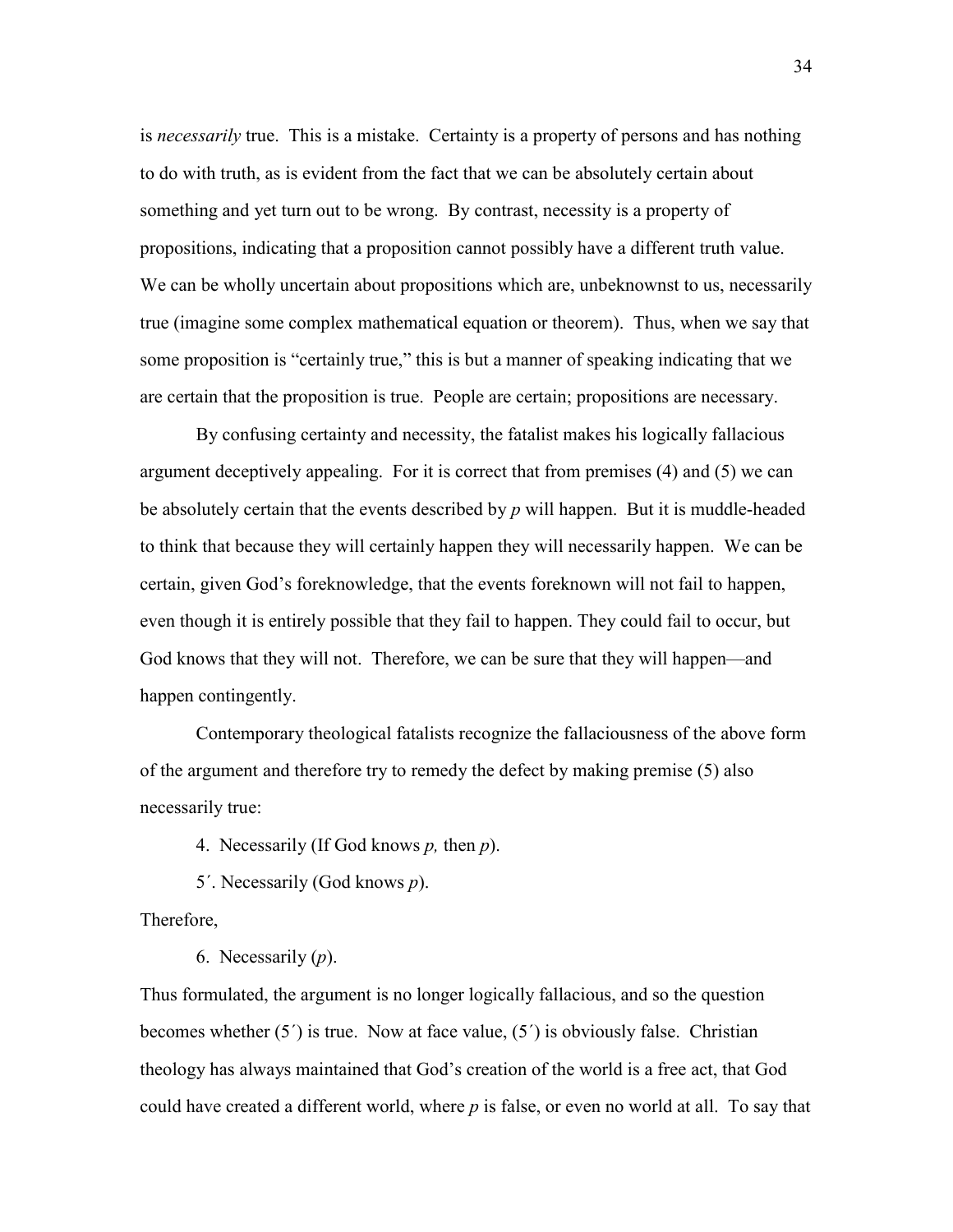is *necessarily* true. This is a mistake. Certainty is a property of persons and has nothing to do with truth, as is evident from the fact that we can be absolutely certain about something and yet turn out to be wrong. By contrast, necessity is a property of propositions, indicating that a proposition cannot possibly have a different truth value. We can be wholly uncertain about propositions which are, unbeknownst to us, necessarily true (imagine some complex mathematical equation or theorem). Thus, when we say that some proposition is "certainly true," this is but a manner of speaking indicating that we are certain that the proposition is true. People are certain; propositions are necessary.

By confusing certainty and necessity, the fatalist makes his logically fallacious argument deceptively appealing. For it is correct that from premises (4) and (5) we can be absolutely certain that the events described by *p* will happen. But it is muddle-headed to think that because they will certainly happen they will necessarily happen. We can be certain, given God's foreknowledge, that the events foreknown will not fail to happen, even though it is entirely possible that they fail to happen. They could fail to occur, but God knows that they will not. Therefore, we can be sure that they will happen—and happen contingently.

Contemporary theological fatalists recognize the fallaciousness of the above form of the argument and therefore try to remedy the defect by making premise (5) also necessarily true:

4. Necessarily (If God knows *p,* then *p*).

5´. Necessarily (God knows *p*).

Therefore,

6. Necessarily (*p*).

Thus formulated, the argument is no longer logically fallacious, and so the question becomes whether (5´) is true. Now at face value, (5´) is obviously false. Christian theology has always maintained that God's creation of the world is a free act, that God could have created a different world, where *p* is false, or even no world at all. To say that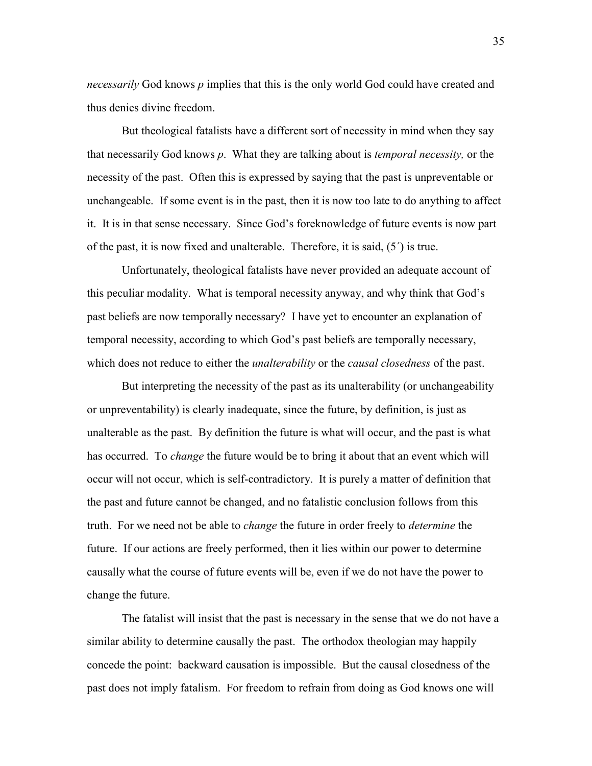*necessarily* God knows *p* implies that this is the only world God could have created and thus denies divine freedom.

But theological fatalists have a different sort of necessity in mind when they say that necessarily God knows *p*. What they are talking about is *temporal necessity,* or the necessity of the past. Often this is expressed by saying that the past is unpreventable or unchangeable. If some event is in the past, then it is now too late to do anything to affect it. It is in that sense necessary. Since God's foreknowledge of future events is now part of the past, it is now fixed and unalterable. Therefore, it is said, (5´) is true.

Unfortunately, theological fatalists have never provided an adequate account of this peculiar modality. What is temporal necessity anyway, and why think that God's past beliefs are now temporally necessary? I have yet to encounter an explanation of temporal necessity, according to which God's past beliefs are temporally necessary, which does not reduce to either the *unalterability* or the *causal closedness* of the past.

But interpreting the necessity of the past as its unalterability (or unchangeability or unpreventability) is clearly inadequate, since the future, by definition, is just as unalterable as the past. By definition the future is what will occur, and the past is what has occurred. To *change* the future would be to bring it about that an event which will occur will not occur, which is self-contradictory. It is purely a matter of definition that the past and future cannot be changed, and no fatalistic conclusion follows from this truth. For we need not be able to *change* the future in order freely to *determine* the future. If our actions are freely performed, then it lies within our power to determine causally what the course of future events will be, even if we do not have the power to change the future.

The fatalist will insist that the past is necessary in the sense that we do not have a similar ability to determine causally the past. The orthodox theologian may happily concede the point: backward causation is impossible. But the causal closedness of the past does not imply fatalism. For freedom to refrain from doing as God knows one will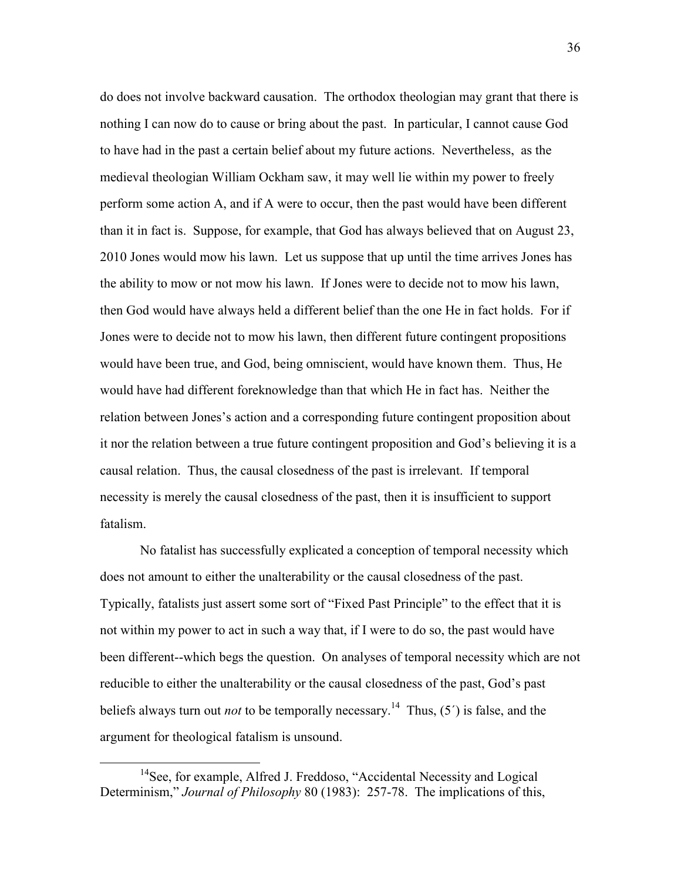do does not involve backward causation. The orthodox theologian may grant that there is nothing I can now do to cause or bring about the past. In particular, I cannot cause God to have had in the past a certain belief about my future actions. Nevertheless, as the medieval theologian William Ockham saw, it may well lie within my power to freely perform some action A, and if A were to occur, then the past would have been different than it in fact is. Suppose, for example, that God has always believed that on August 23, 2010 Jones would mow his lawn. Let us suppose that up until the time arrives Jones has the ability to mow or not mow his lawn. If Jones were to decide not to mow his lawn, then God would have always held a different belief than the one He in fact holds. For if Jones were to decide not to mow his lawn, then different future contingent propositions would have been true, and God, being omniscient, would have known them. Thus, He would have had different foreknowledge than that which He in fact has. Neither the relation between Jones's action and a corresponding future contingent proposition about it nor the relation between a true future contingent proposition and God's believing it is a causal relation. Thus, the causal closedness of the past is irrelevant. If temporal necessity is merely the causal closedness of the past, then it is insufficient to support fatalism.

No fatalist has successfully explicated a conception of temporal necessity which does not amount to either the unalterability or the causal closedness of the past. Typically, fatalists just assert some sort of "Fixed Past Principle" to the effect that it is not within my power to act in such a way that, if I were to do so, the past would have been different--which begs the question. On analyses of temporal necessity which are not reducible to either the unalterability or the causal closedness of the past, God's past beliefs always turn out *not* to be temporally necessary.[14] Thus, (5´) is false, and the argument for theological fatalism is unsound.

---

[14]See, for example, Alfred J. Freddoso, "Accidental Necessity and Logical Determinism," *Journal of Philosophy* 80 (1983): 257-78. The implications of this,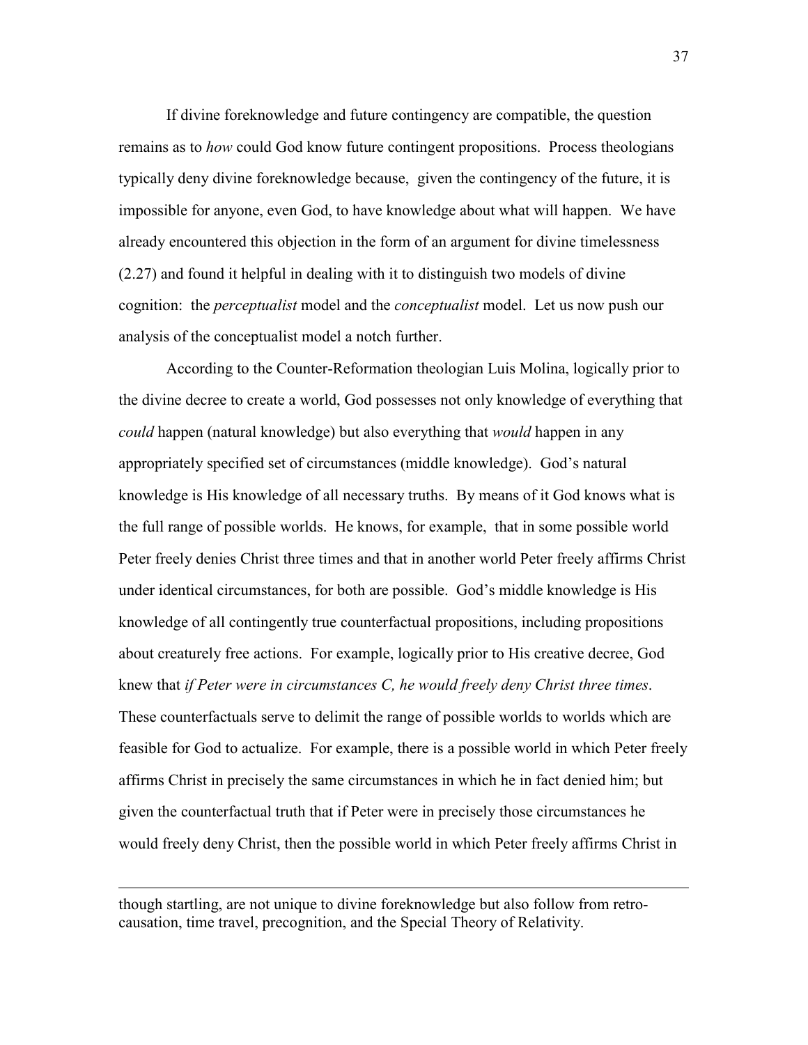If divine foreknowledge and future contingency are compatible, the question remains as to *how* could God know future contingent propositions. Process theologians typically deny divine foreknowledge because, given the contingency of the future, it is impossible for anyone, even God, to have knowledge about what will happen. We have already encountered this objection in the form of an argument for divine timelessness (2.27) and found it helpful in dealing with it to distinguish two models of divine cognition: the *perceptualist* model and the *conceptualist* model. Let us now push our analysis of the conceptualist model a notch further.

According to the Counter-Reformation theologian Luis Molina, logically prior to the divine decree to create a world, God possesses not only knowledge of everything that *could* happen (natural knowledge) but also everything that *would* happen in any appropriately specified set of circumstances (middle knowledge). God's natural knowledge is His knowledge of all necessary truths. By means of it God knows what is the full range of possible worlds. He knows, for example, that in some possible world Peter freely denies Christ three times and that in another world Peter freely affirms Christ under identical circumstances, for both are possible. God's middle knowledge is His knowledge of all contingently true counterfactual propositions, including propositions about creaturely free actions. For example, logically prior to His creative decree, God knew that *if Peter were in circumstances C, he would freely deny Christ three times*. These counterfactuals serve to delimit the range of possible worlds to worlds which are feasible for God to actualize. For example, there is a possible world in which Peter freely affirms Christ in precisely the same circumstances in which he in fact denied him; but given the counterfactual truth that if Peter were in precisely those circumstances he would freely deny Christ, then the possible world in which Peter freely affirms Christ in

---

though startling, are not unique to divine foreknowledge but also follow from retro-causation, time travel, precognition, and the Special Theory of Relativity.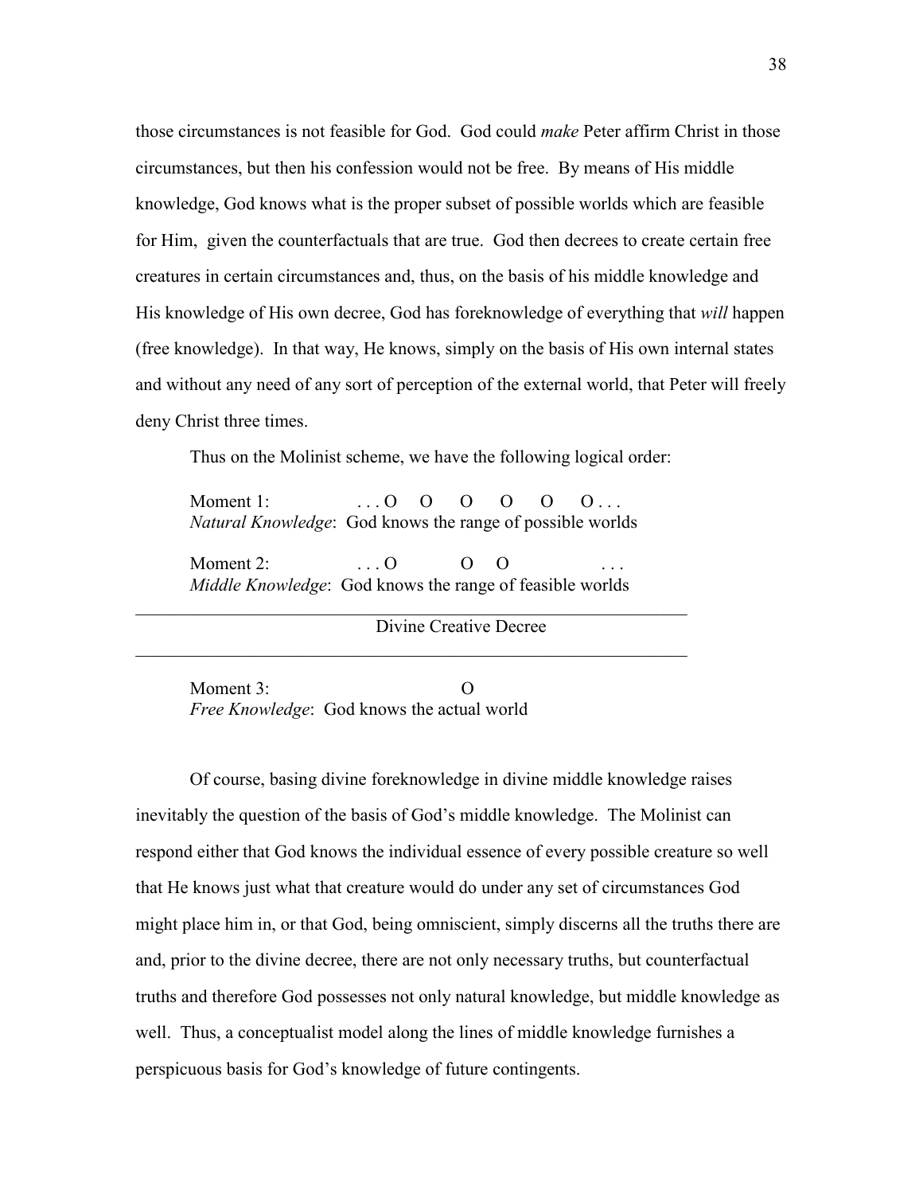those circumstances is not feasible for God. God could *make* Peter affirm Christ in those circumstances, but then his confession would not be free. By means of His middle knowledge, God knows what is the proper subset of possible worlds which are feasible for Him, given the counterfactuals that are true. God then decrees to create certain free creatures in certain circumstances and, thus, on the basis of his middle knowledge and His knowledge of His own decree, God has foreknowledge of everything that *will* happen (free knowledge). In that way, He knows, simply on the basis of His own internal states and without any need of any sort of perception of the external world, that Peter will freely deny Christ three times.

Thus on the Molinist scheme, we have the following logical order:

Moment 1: . . . O O O O O O . . .
*Natural Knowledge*: God knows the range of possible worlds

Moment 2: . . . O O O . . .
*Middle Knowledge*: God knows the range of feasible worlds

---

Divine Creative Decree

---

Moment 3: O
*Free Knowledge*: God knows the actual world

Of course, basing divine foreknowledge in divine middle knowledge raises inevitably the question of the basis of God's middle knowledge. The Molinist can respond either that God knows the individual essence of every possible creature so well that He knows just what that creature would do under any set of circumstances God might place him in, or that God, being omniscient, simply discerns all the truths there are and, prior to the divine decree, there are not only necessary truths, but counterfactual truths and therefore God possesses not only natural knowledge, but middle knowledge as well. Thus, a conceptualist model along the lines of middle knowledge furnishes a perspicuous basis for God's knowledge of future contingents.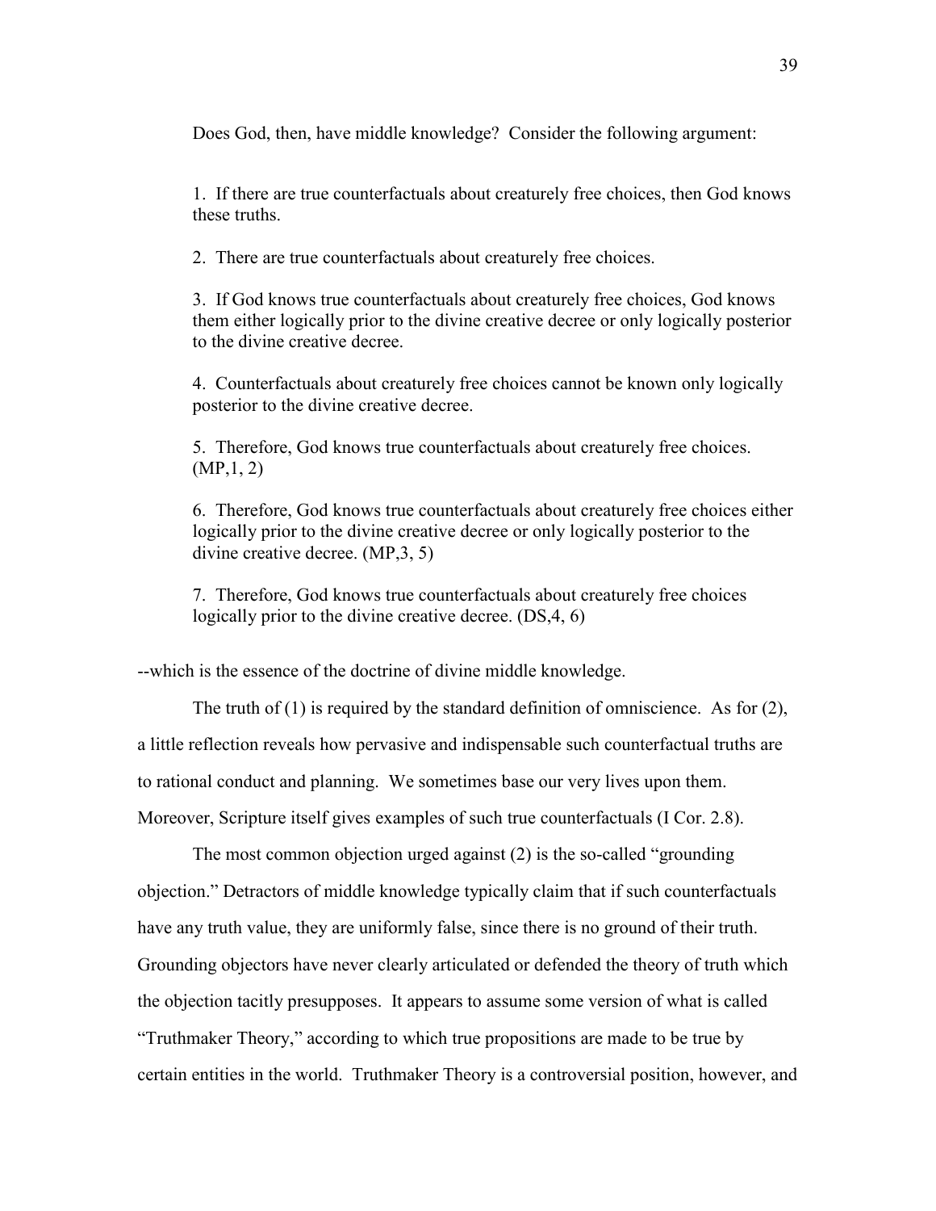Does God, then, have middle knowledge? Consider the following argument:

> 1. If there are true counterfactuals about creaturely free choices, then God knows these truths.
>
> 2. There are true counterfactuals about creaturely free choices.
>
> 3. If God knows true counterfactuals about creaturely free choices, God knows them either logically prior to the divine creative decree or only logically posterior to the divine creative decree.
>
> 4. Counterfactuals about creaturely free choices cannot be known only logically posterior to the divine creative decree.
>
> 5. Therefore, God knows true counterfactuals about creaturely free choices. (MP,1, 2)
>
> 6. Therefore, God knows true counterfactuals about creaturely free choices either logically prior to the divine creative decree or only logically posterior to the divine creative decree. (MP,3, 5)
>
> 7. Therefore, God knows true counterfactuals about creaturely free choices logically prior to the divine creative decree. (DS,4, 6)

--which is the essence of the doctrine of divine middle knowledge.

The truth of (1) is required by the standard definition of omniscience. As for (2), a little reflection reveals how pervasive and indispensable such counterfactual truths are to rational conduct and planning. We sometimes base our very lives upon them. Moreover, Scripture itself gives examples of such true counterfactuals (I Cor. 2.8).

The most common objection urged against (2) is the so-called "grounding objection." Detractors of middle knowledge typically claim that if such counterfactuals have any truth value, they are uniformly false, since there is no ground of their truth. Grounding objectors have never clearly articulated or defended the theory of truth which the objection tacitly presupposes. It appears to assume some version of what is called "Truthmaker Theory," according to which true propositions are made to be true by certain entities in the world. Truthmaker Theory is a controversial position, however, and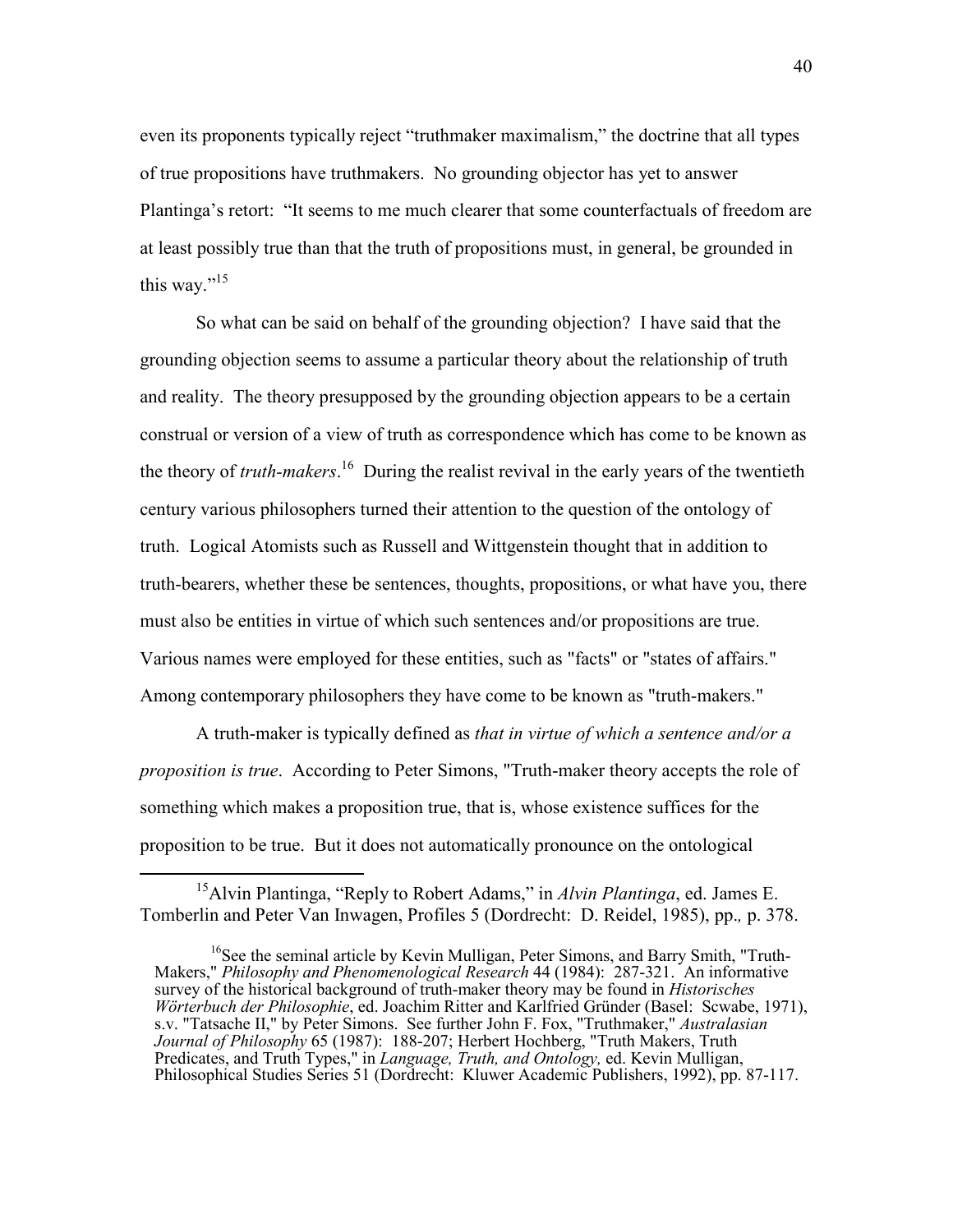even its proponents typically reject "truthmaker maximalism," the doctrine that all types of true propositions have truthmakers. No grounding objector has yet to answer Plantinga's retort: "It seems to me much clearer that some counterfactuals of freedom are at least possibly true than that the truth of propositions must, in general, be grounded in this way."[15]

So what can be said on behalf of the grounding objection? I have said that the grounding objection seems to assume a particular theory about the relationship of truth and reality. The theory presupposed by the grounding objection appears to be a certain construal or version of a view of truth as correspondence which has come to be known as the theory of *truth-makers*.[16] During the realist revival in the early years of the twentieth century various philosophers turned their attention to the question of the ontology of truth. Logical Atomists such as Russell and Wittgenstein thought that in addition to truth-bearers, whether these be sentences, thoughts, propositions, or what have you, there must also be entities in virtue of which such sentences and/or propositions are true. Various names were employed for these entities, such as "facts" or "states of affairs." Among contemporary philosophers they have come to be known as "truth-makers."

A truth-maker is typically defined as *that in virtue of which a sentence and/or a proposition is true*. According to Peter Simons, "Truth-maker theory accepts the role of something which makes a proposition true, that is, whose existence suffices for the proposition to be true. But it does not automatically pronounce on the ontological

---

[15] Alvin Plantinga, "Reply to Robert Adams," in *Alvin Plantinga*, ed. James E. Tomberlin and Peter Van Inwagen, Profiles 5 (Dordrecht: D. Reidel, 1985), pp., p. 378.

[16] See the seminal article by Kevin Mulligan, Peter Simons, and Barry Smith, "Truth-Makers," *Philosophy and Phenomenological Research* 44 (1984): 287-321. An informative survey of the historical background of truth-maker theory may be found in *Historisches Wörterbuch der Philosophie*, ed. Joachim Ritter and Karlfried Gründer (Basel: Scwabe, 1971), s.v. "Tatsache II," by Peter Simons. See further John F. Fox, "Truthmaker," *Australasian Journal of Philosophy* 65 (1987): 188-207; Herbert Hochberg, "Truth Makers, Truth Predicates, and Truth Types," in *Language, Truth, and Ontology,* ed. Kevin Mulligan, Philosophical Studies Series 51 (Dordrecht: Kluwer Academic Publishers, 1992), pp. 87-117.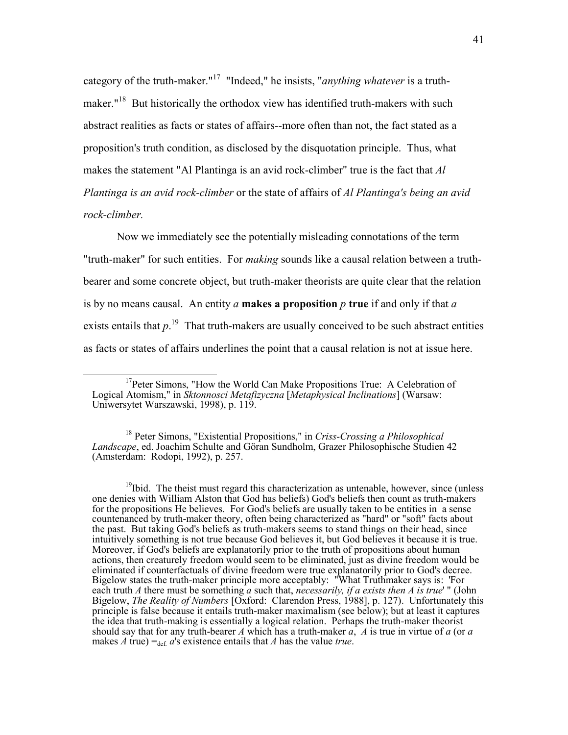category of the truth-maker."[17] "Indeed," he insists, "*anything whatever* is a truth-maker."[18] But historically the orthodox view has identified truth-makers with such abstract realities as facts or states of affairs--more often than not, the fact stated as a proposition's truth condition, as disclosed by the disquotation principle. Thus, what makes the statement "Al Plantinga is an avid rock-climber" true is the fact that *Al Plantinga is an avid rock-climber* or the state of affairs of *Al Plantinga's being an avid rock-climber.*

Now we immediately see the potentially misleading connotations of the term "truth-maker" for such entities. For *making* sounds like a causal relation between a truth-bearer and some concrete object, but truth-maker theorists are quite clear that the relation is by no means causal. An entity *a* **makes a proposition** *p* **true** if and only if that *a* exists entails that *p*.[19] That truth-makers are usually conceived to be such abstract entities as facts or states of affairs underlines the point that a causal relation is not at issue here.

---

[17] Peter Simons, "How the World Can Make Propositions True: A Celebration of Logical Atomism," in *Sktonnosci Metafizyczna* [*Metaphysical Inclinations*] (Warsaw: Uniwersytet Warszawski, 1998), p. 119.

[18] Peter Simons, "Existential Propositions," in *Criss-Crossing a Philosophical Landscape*, ed. Joachim Schulte and Göran Sundholm, Grazer Philosophische Studien 42 (Amsterdam: Rodopi, 1992), p. 257.

[19] Ibid. The theist must regard this characterization as untenable, however, since (unless one denies with William Alston that God has beliefs) God's beliefs then count as truth-makers for the propositions He believes. For God's beliefs are usually taken to be entities in a sense countenanced by truth-maker theory, often being characterized as "hard" or "soft" facts about the past. But taking God's beliefs as truth-makers seems to stand things on their head, since intuitively something is not true because God believes it, but God believes it because it is true. Moreover, if God's beliefs are explanatorily prior to the truth of propositions about human actions, then creaturely freedom would seem to be eliminated, just as divine freedom would be eliminated if counterfactuals of divine freedom were true explanatorily prior to God's decree. Bigelow states the truth-maker principle more acceptably: "What Truthmaker says is: 'For each truth *A* there must be something *a* such that, *necessarily, if a exists then A is true*' " (John Bigelow, *The Reality of Numbers* [Oxford: Clarendon Press, 1988], p. 127). Unfortunately this principle is false because it entails truth-maker maximalism (see below); but at least it captures the idea that truth-making is essentially a logical relation. Perhaps the truth-maker theorist should say that for any truth-bearer *A* which has a truth-maker *a*, *A* is true in virtue of *a* (or *a* makes *A* true) $=_{\text{def.}}$ *a*'s existence entails that *A* has the value *true*.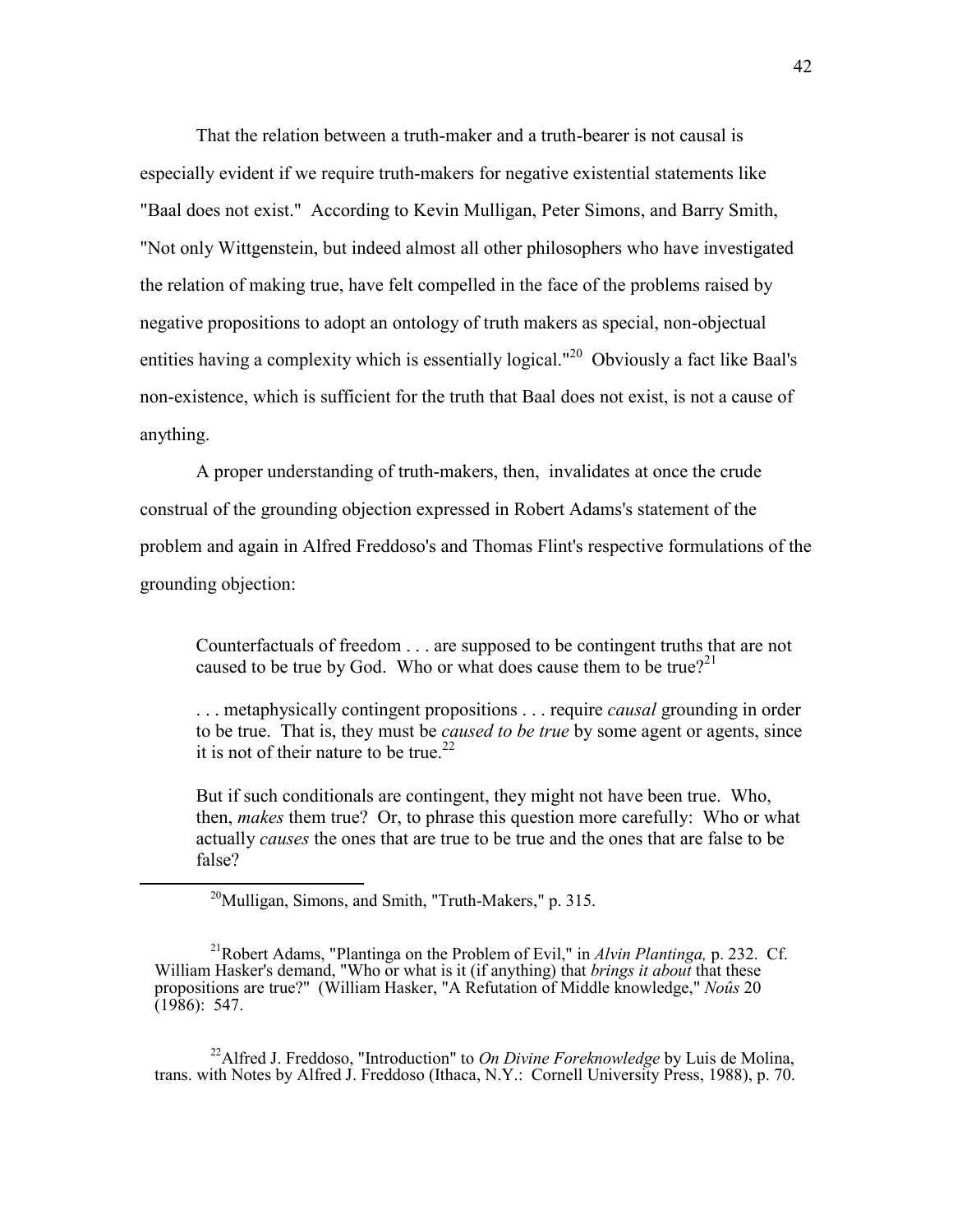That the relation between a truth-maker and a truth-bearer is not causal is especially evident if we require truth-makers for negative existential statements like "Baal does not exist." According to Kevin Mulligan, Peter Simons, and Barry Smith, "Not only Wittgenstein, but indeed almost all other philosophers who have investigated the relation of making true, have felt compelled in the face of the problems raised by negative propositions to adopt an ontology of truth makers as special, non-objectual entities having a complexity which is essentially logical."[20] Obviously a fact like Baal's non-existence, which is sufficient for the truth that Baal does not exist, is not a cause of anything.

A proper understanding of truth-makers, then, invalidates at once the crude construal of the grounding objection expressed in Robert Adams's statement of the problem and again in Alfred Freddoso's and Thomas Flint's respective formulations of the grounding objection:

> Counterfactuals of freedom . . . are supposed to be contingent truths that are not caused to be true by God. Who or what does cause them to be true?[21]
>
> . . . metaphysically contingent propositions . . . require *causal* grounding in order to be true. That is, they must be *caused to be true* by some agent or agents, since it is not of their nature to be true.[22]
>
> But if such conditionals are contingent, they might not have been true. Who, then, *makes* them true? Or, to phrase this question more carefully: Who or what actually *causes* the ones that are true to be true and the ones that are false to be false?

---

[20]Mulligan, Simons, and Smith, "Truth-Makers," p. 315.

[21]Robert Adams, "Plantinga on the Problem of Evil," in *Alvin Plantinga,* p. 232. Cf. William Hasker's demand, "Who or what is it (if anything) that *brings it about* that these propositions are true?" (William Hasker, "A Refutation of Middle knowledge," *Noûs* 20 (1986): 547.

[22]Alfred J. Freddoso, "Introduction" to *On Divine Foreknowledge* by Luis de Molina, trans. with Notes by Alfred J. Freddoso (Ithaca, N.Y.: Cornell University Press, 1988), p. 70.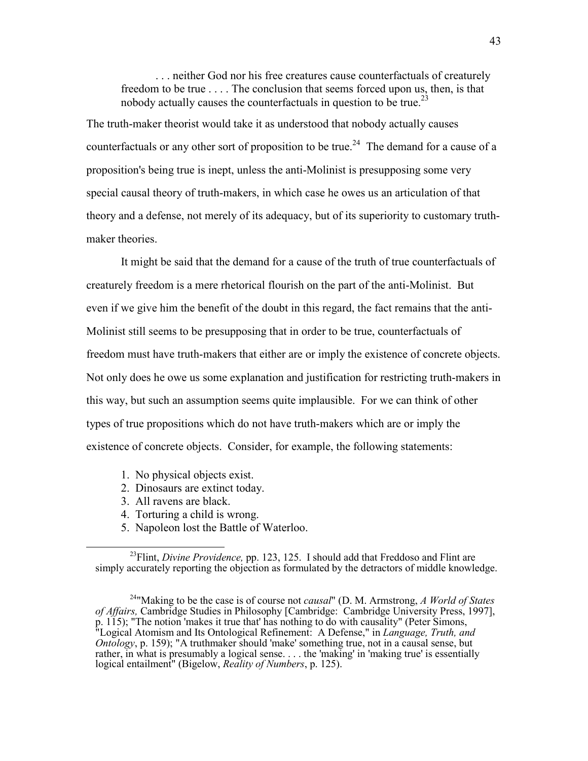> . . . neither God nor his free creatures cause counterfactuals of creaturely freedom to be true . . . . The conclusion that seems forced upon us, then, is that nobody actually causes the counterfactuals in question to be true.[23]

The truth-maker theorist would take it as understood that nobody actually causes counterfactuals or any other sort of proposition to be true.[24] The demand for a cause of a proposition's being true is inept, unless the anti-Molinist is presupposing some very special causal theory of truth-makers, in which case he owes us an articulation of that theory and a defense, not merely of its adequacy, but of its superiority to customary truth-maker theories.

It might be said that the demand for a cause of the truth of true counterfactuals of creaturely freedom is a mere rhetorical flourish on the part of the anti-Molinist. But even if we give him the benefit of the doubt in this regard, the fact remains that the anti-Molinist still seems to be presupposing that in order to be true, counterfactuals of freedom must have truth-makers that either are or imply the existence of concrete objects. Not only does he owe us some explanation and justification for restricting truth-makers in this way, but such an assumption seems quite implausible. For we can think of other types of true propositions which do not have truth-makers which are or imply the existence of concrete objects. Consider, for example, the following statements:

1. No physical objects exist.
2. Dinosaurs are extinct today.
3. All ravens are black.
4. Torturing a child is wrong.
5. Napoleon lost the Battle of Waterloo.

---

[23] Flint, *Divine Providence,* pp. 123, 125. I should add that Freddoso and Flint are simply accurately reporting the objection as formulated by the detractors of middle knowledge.

[24] "Making to be the case is of course not *causal*" (D. M. Armstrong, *A World of States of Affairs,* Cambridge Studies in Philosophy [Cambridge: Cambridge University Press, 1997], p. 115); "The notion 'makes it true that' has nothing to do with causality" (Peter Simons, "Logical Atomism and Its Ontological Refinement: A Defense," in *Language, Truth, and Ontology*, p. 159); "A truthmaker should 'make' something true, not in a causal sense, but rather, in what is presumably a logical sense. . . . the 'making' in 'making true' is essentially logical entailment" (Bigelow, *Reality of Numbers*, p. 125).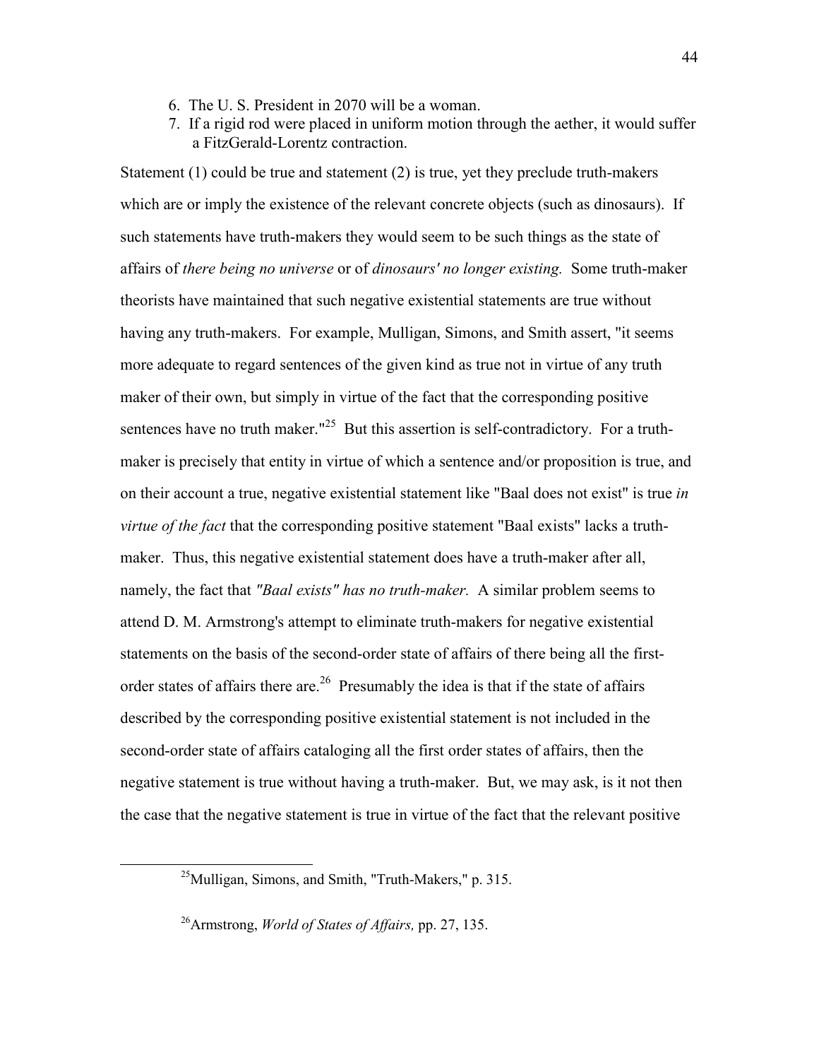6. The U. S. President in 2070 will be a woman.
7. If a rigid rod were placed in uniform motion through the aether, it would suffer a FitzGerald-Lorentz contraction.

Statement (1) could be true and statement (2) is true, yet they preclude truth-makers which are or imply the existence of the relevant concrete objects (such as dinosaurs). If such statements have truth-makers they would seem to be such things as the state of affairs of *there being no universe* or of *dinosaurs' no longer existing.* Some truth-maker theorists have maintained that such negative existential statements are true without having any truth-makers. For example, Mulligan, Simons, and Smith assert, "it seems more adequate to regard sentences of the given kind as true not in virtue of any truth maker of their own, but simply in virtue of the fact that the corresponding positive sentences have no truth maker."[25] But this assertion is self-contradictory. For a truth-maker is precisely that entity in virtue of which a sentence and/or proposition is true, and on their account a true, negative existential statement like "Baal does not exist" is true *in virtue of the fact* that the corresponding positive statement "Baal exists" lacks a truth-maker. Thus, this negative existential statement does have a truth-maker after all, namely, the fact that *"Baal exists" has no truth-maker.* A similar problem seems to attend D. M. Armstrong's attempt to eliminate truth-makers for negative existential statements on the basis of the second-order state of affairs of there being all the first-order states of affairs there are.[26] Presumably the idea is that if the state of affairs described by the corresponding positive existential statement is not included in the second-order state of affairs cataloging all the first order states of affairs, then the negative statement is true without having a truth-maker. But, we may ask, is it not then the case that the negative statement is true in virtue of the fact that the relevant positive

[25] Mulligan, Simons, and Smith, "Truth-Makers," p. 315.

[26] Armstrong, *World of States of Affairs,* pp. 27, 135.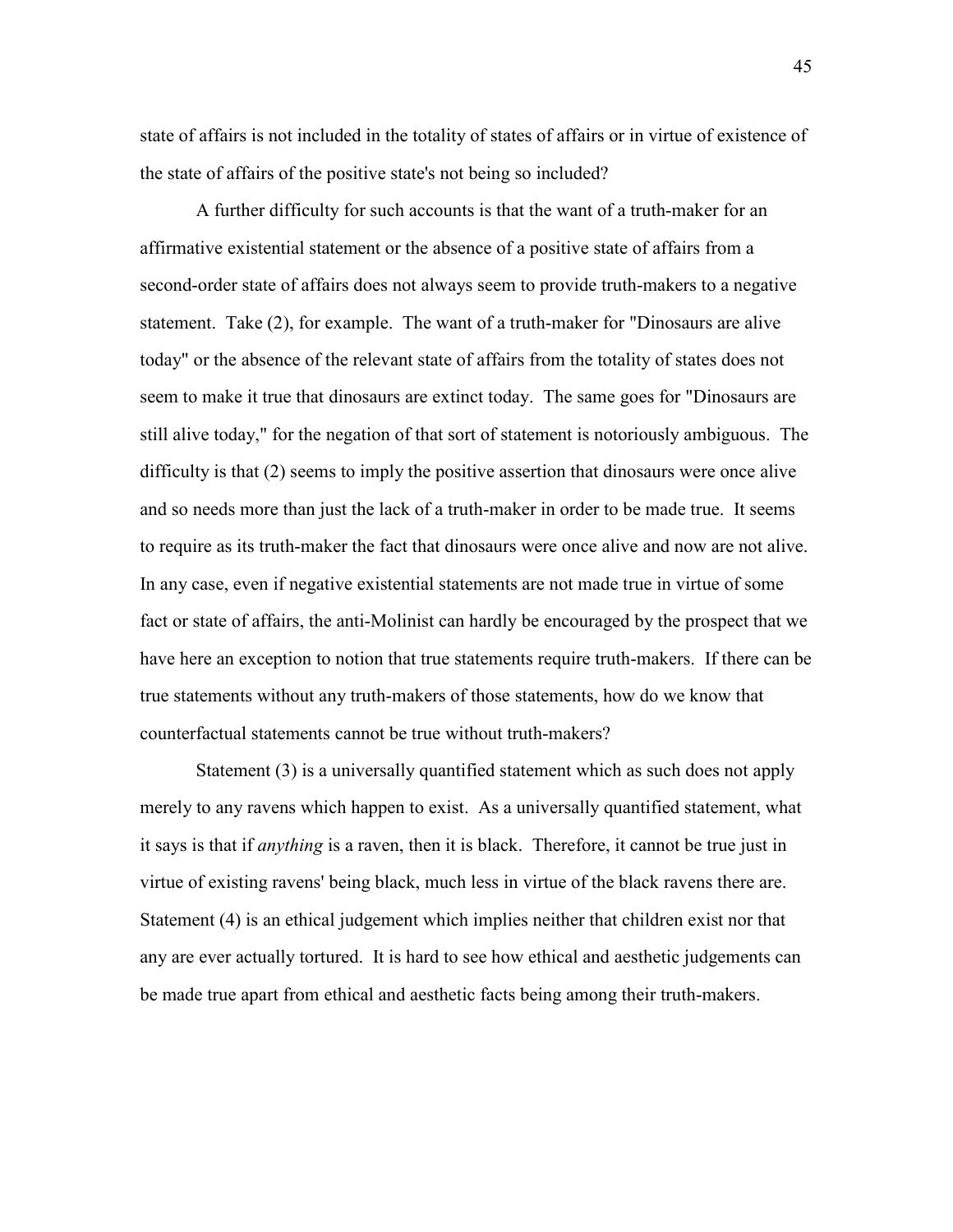state of affairs is not included in the totality of states of affairs or in virtue of existence of the state of affairs of the positive state's not being so included?

A further difficulty for such accounts is that the want of a truth-maker for an affirmative existential statement or the absence of a positive state of affairs from a second-order state of affairs does not always seem to provide truth-makers to a negative statement. Take (2), for example. The want of a truth-maker for "Dinosaurs are alive today" or the absence of the relevant state of affairs from the totality of states does not seem to make it true that dinosaurs are extinct today. The same goes for "Dinosaurs are still alive today," for the negation of that sort of statement is notoriously ambiguous. The difficulty is that (2) seems to imply the positive assertion that dinosaurs were once alive and so needs more than just the lack of a truth-maker in order to be made true. It seems to require as its truth-maker the fact that dinosaurs were once alive and now are not alive. In any case, even if negative existential statements are not made true in virtue of some fact or state of affairs, the anti-Molinist can hardly be encouraged by the prospect that we have here an exception to notion that true statements require truth-makers. If there can be true statements without any truth-makers of those statements, how do we know that counterfactual statements cannot be true without truth-makers?

Statement (3) is a universally quantified statement which as such does not apply merely to any ravens which happen to exist. As a universally quantified statement, what it says is that if *anything* is a raven, then it is black. Therefore, it cannot be true just in virtue of existing ravens' being black, much less in virtue of the black ravens there are. Statement (4) is an ethical judgement which implies neither that children exist nor that any are ever actually tortured. It is hard to see how ethical and aesthetic judgements can be made true apart from ethical and aesthetic facts being among their truth-makers.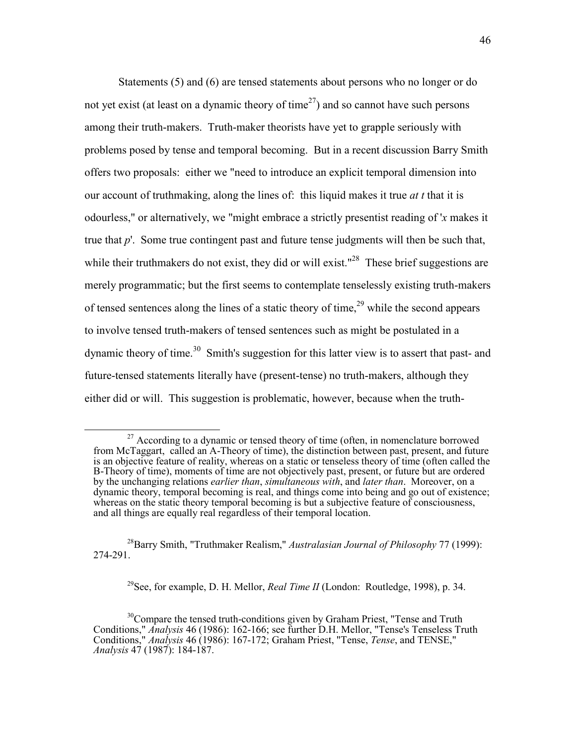Statements (5) and (6) are tensed statements about persons who no longer or do not yet exist (at least on a dynamic theory of time[27]) and so cannot have such persons among their truth-makers. Truth-maker theorists have yet to grapple seriously with problems posed by tense and temporal becoming. But in a recent discussion Barry Smith offers two proposals: either we "need to introduce an explicit temporal dimension into our account of truthmaking, along the lines of: this liquid makes it true *at t* that it is odourless," or alternatively, we "might embrace a strictly presentist reading of '*x* makes it true that *p*'. Some true contingent past and future tense judgments will then be such that, while their truthmakers do not exist, they did or will exist."[28] These brief suggestions are merely programmatic; but the first seems to contemplate tenselessly existing truth-makers of tensed sentences along the lines of a static theory of time,[29] while the second appears to involve tensed truth-makers of tensed sentences such as might be postulated in a dynamic theory of time.[30] Smith's suggestion for this latter view is to assert that past- and future-tensed statements literally have (present-tense) no truth-makers, although they either did or will. This suggestion is problematic, however, because when the truth-

---

[27] According to a dynamic or tensed theory of time (often, in nomenclature borrowed from McTaggart, called an A-Theory of time), the distinction between past, present, and future is an objective feature of reality, whereas on a static or tenseless theory of time (often called the B-Theory of time), moments of time are not objectively past, present, or future but are ordered by the unchanging relations *earlier than*, *simultaneous with*, and *later than*. Moreover, on a dynamic theory, temporal becoming is real, and things come into being and go out of existence; whereas on the static theory temporal becoming is but a subjective feature of consciousness, and all things are equally real regardless of their temporal location.

[28] Barry Smith, "Truthmaker Realism," *Australasian Journal of Philosophy* 77 (1999): 274-291.

[29] See, for example, D. H. Mellor, *Real Time II* (London: Routledge, 1998), p. 34.

[30] Compare the tensed truth-conditions given by Graham Priest, "Tense and Truth Conditions," *Analysis* 46 (1986): 162-166; see further D.H. Mellor, "Tense's Tenseless Truth Conditions," *Analysis* 46 (1986): 167-172; Graham Priest, "Tense, *Tense*, and TENSE," *Analysis* 47 (1987): 184-187.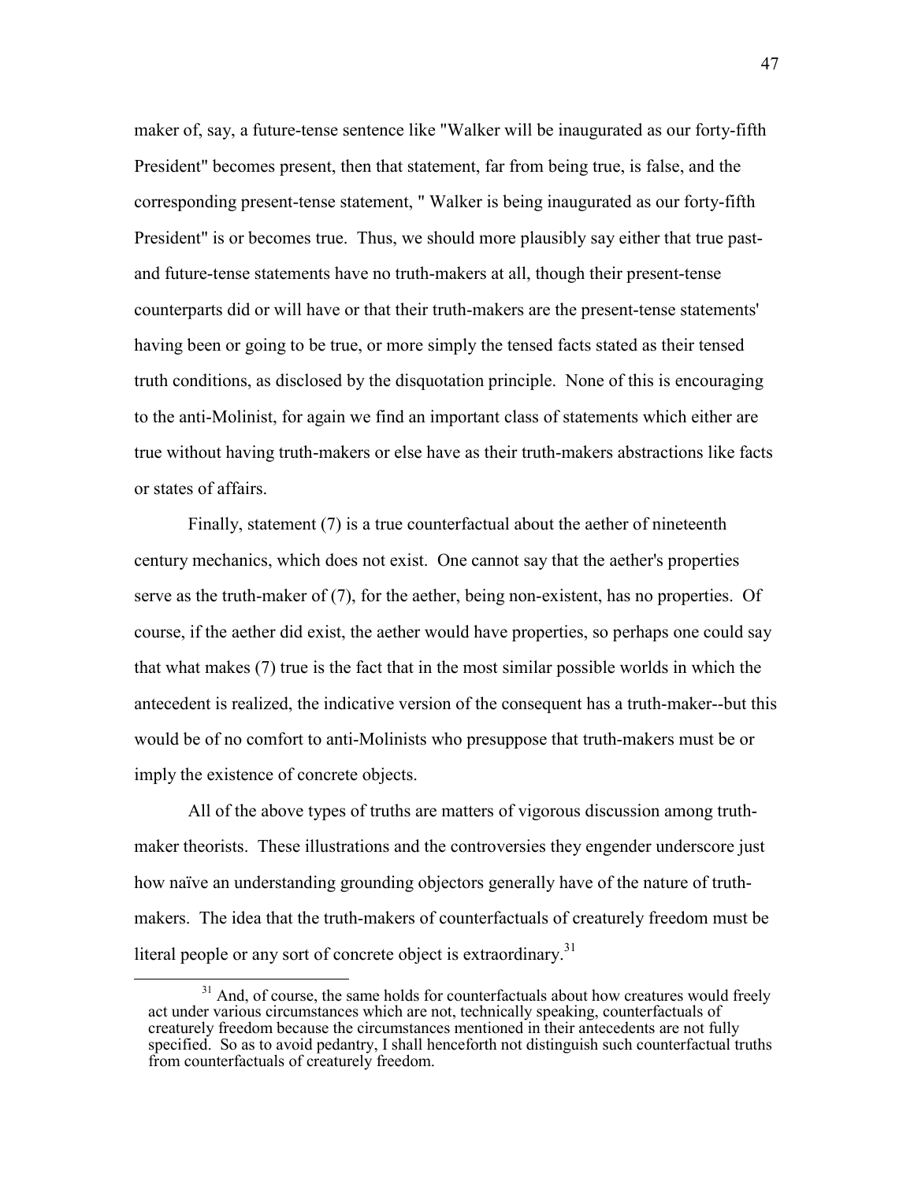maker of, say, a future-tense sentence like "Walker will be inaugurated as our forty-fifth President" becomes present, then that statement, far from being true, is false, and the corresponding present-tense statement, " Walker is being inaugurated as our forty-fifth President" is or becomes true. Thus, we should more plausibly say either that true past- and future-tense statements have no truth-makers at all, though their present-tense counterparts did or will have or that their truth-makers are the present-tense statements' having been or going to be true, or more simply the tensed facts stated as their tensed truth conditions, as disclosed by the disquotation principle. None of this is encouraging to the anti-Molinist, for again we find an important class of statements which either are true without having truth-makers or else have as their truth-makers abstractions like facts or states of affairs.

Finally, statement (7) is a true counterfactual about the aether of nineteenth century mechanics, which does not exist. One cannot say that the aether's properties serve as the truth-maker of (7), for the aether, being non-existent, has no properties. Of course, if the aether did exist, the aether would have properties, so perhaps one could say that what makes (7) true is the fact that in the most similar possible worlds in which the antecedent is realized, the indicative version of the consequent has a truth-maker--but this would be of no comfort to anti-Molinists who presuppose that truth-makers must be or imply the existence of concrete objects.

All of the above types of truths are matters of vigorous discussion among truth-maker theorists. These illustrations and the controversies they engender underscore just how naïve an understanding grounding objectors generally have of the nature of truth-makers. The idea that the truth-makers of counterfactuals of creaturely freedom must be literal people or any sort of concrete object is extraordinary.[31]

[31] And, of course, the same holds for counterfactuals about how creatures would freely act under various circumstances which are not, technically speaking, counterfactuals of creaturely freedom because the circumstances mentioned in their antecedents are not fully specified. So as to avoid pedantry, I shall henceforth not distinguish such counterfactual truths from counterfactuals of creaturely freedom.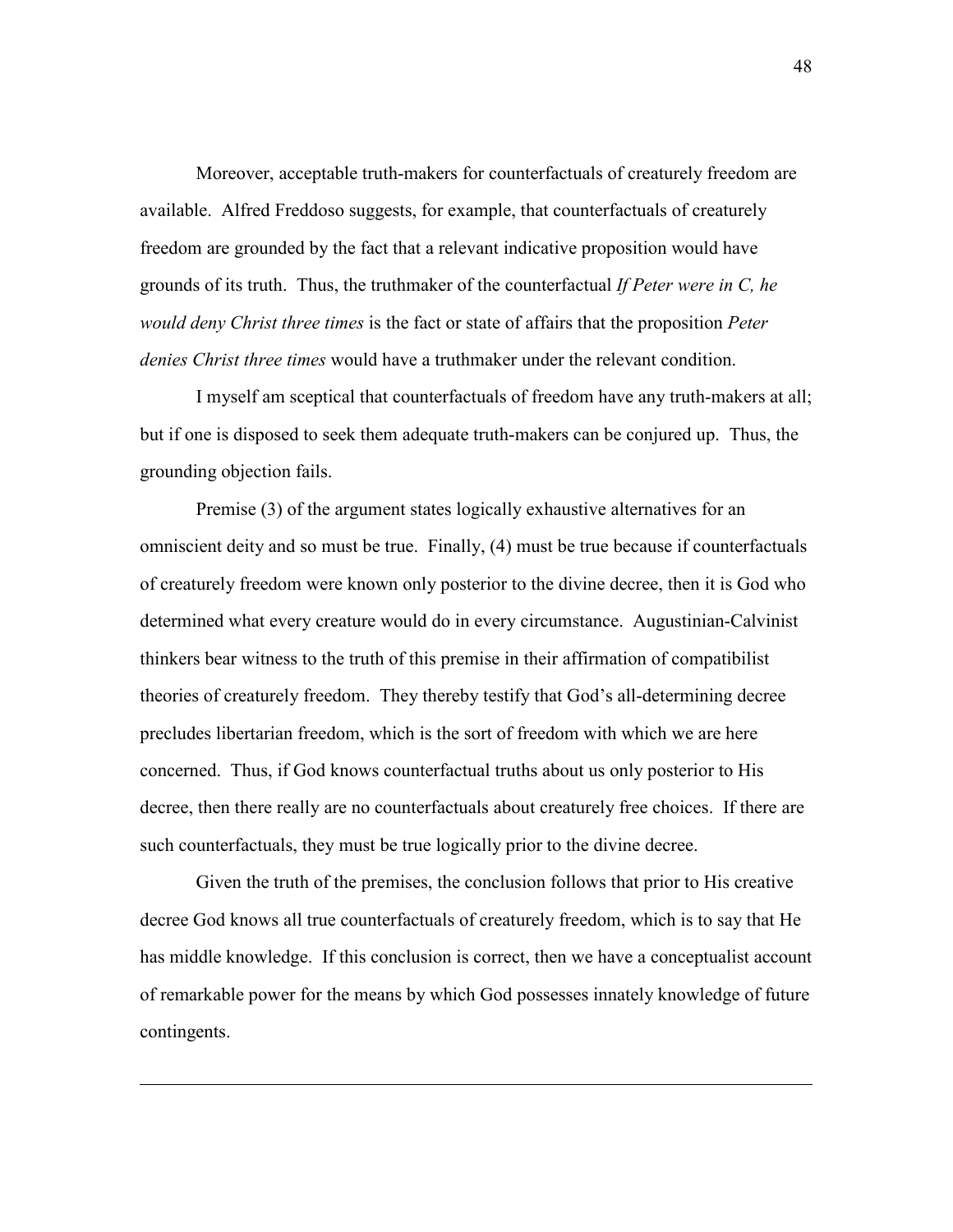Moreover, acceptable truth-makers for counterfactuals of creaturely freedom are available. Alfred Freddoso suggests, for example, that counterfactuals of creaturely freedom are grounded by the fact that a relevant indicative proposition would have grounds of its truth. Thus, the truthmaker of the counterfactual *If Peter were in C, he would deny Christ three times* is the fact or state of affairs that the proposition *Peter denies Christ three times* would have a truthmaker under the relevant condition.

I myself am sceptical that counterfactuals of freedom have any truth-makers at all; but if one is disposed to seek them adequate truth-makers can be conjured up. Thus, the grounding objection fails.

Premise (3) of the argument states logically exhaustive alternatives for an omniscient deity and so must be true. Finally, (4) must be true because if counterfactuals of creaturely freedom were known only posterior to the divine decree, then it is God who determined what every creature would do in every circumstance. Augustinian-Calvinist thinkers bear witness to the truth of this premise in their affirmation of compatibilist theories of creaturely freedom. They thereby testify that God's all-determining decree precludes libertarian freedom, which is the sort of freedom with which we are here concerned. Thus, if God knows counterfactual truths about us only posterior to His decree, then there really are no counterfactuals about creaturely free choices. If there are such counterfactuals, they must be true logically prior to the divine decree.

Given the truth of the premises, the conclusion follows that prior to His creative decree God knows all true counterfactuals of creaturely freedom, which is to say that He has middle knowledge. If this conclusion is correct, then we have a conceptualist account of remarkable power for the means by which God possesses innately knowledge of future contingents.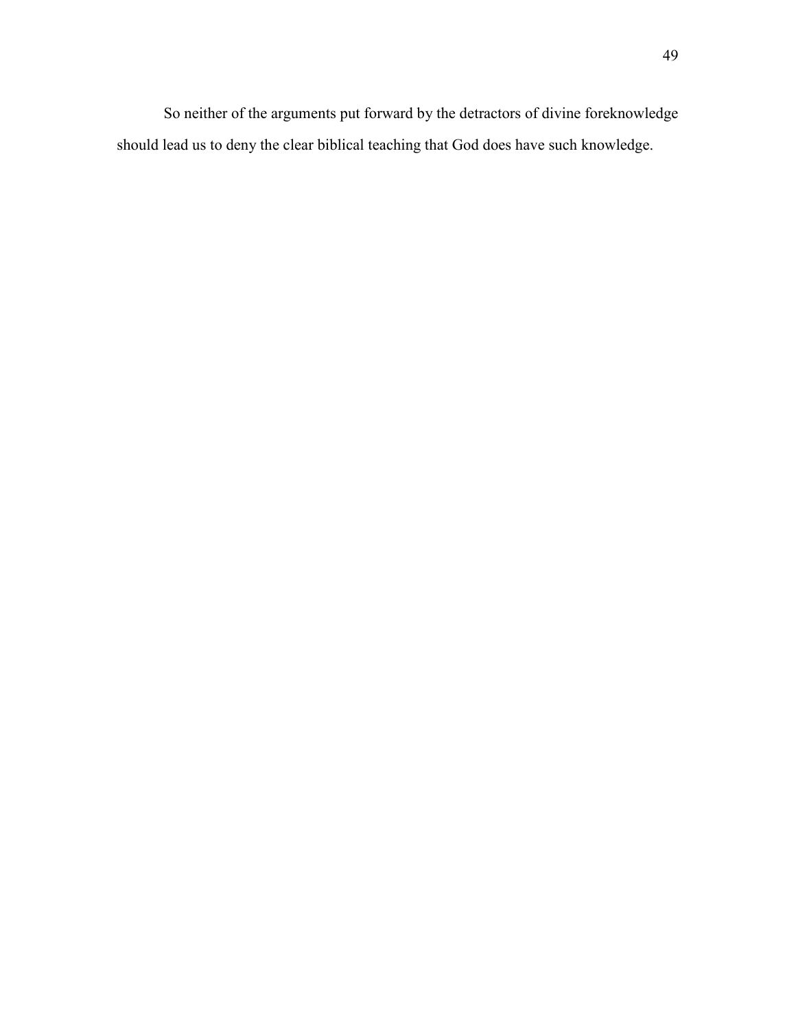So neither of the arguments put forward by the detractors of divine foreknowledge should lead us to deny the clear biblical teaching that God does have such knowledge.